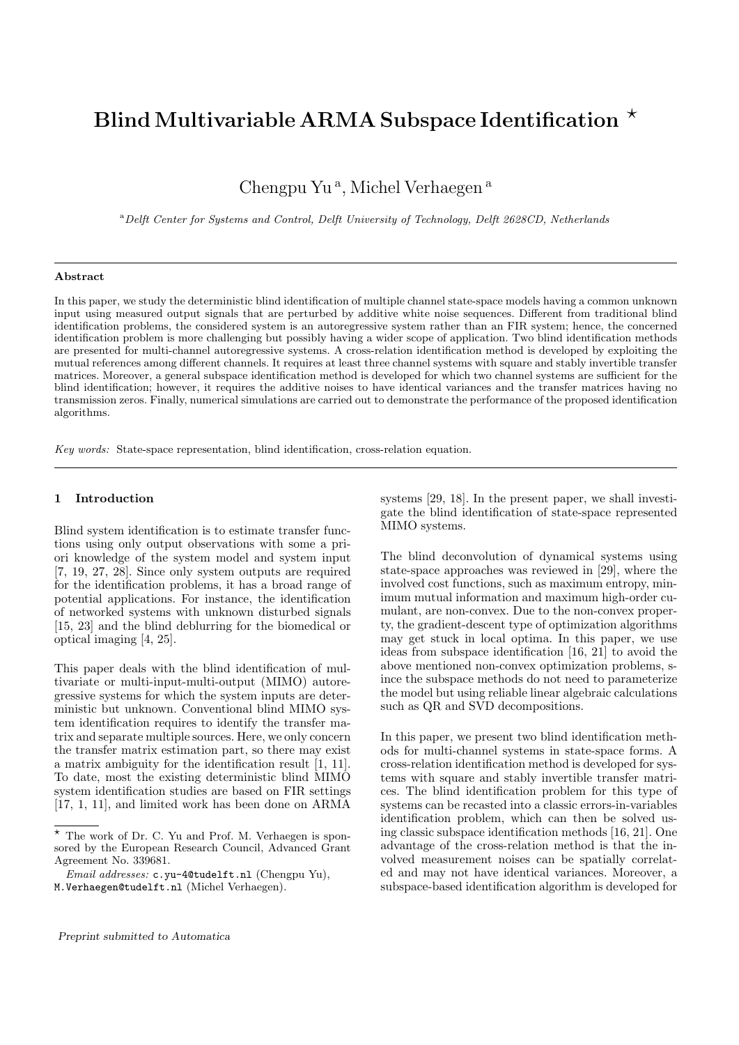# Blind Multivariable ARMA Subspace Identification ⋆

Chengpu Yu [a], Michel Verhaegen [a]

[a] *Delft Center for Systems and Control, Delft University of Technology, Delft 2628CD, Netherlands*

---

**Abstract**

In this paper, we study the deterministic blind identification of multiple channel state-space models having a common unknown input using measured output signals that are perturbed by additive white noise sequences. Different from traditional blind identification problems, the considered system is an autoregressive system rather than an FIR system; hence, the concerned identification problem is more challenging but possibly having a wider scope of application. Two blind identification methods are presented for multi-channel autoregressive systems. A cross-relation identification method is developed by exploiting the mutual references among different channels. It requires at least three channel systems with square and stably invertible transfer matrices. Moreover, a general subspace identification method is developed for which two channel systems are sufficient for the blind identification; however, it requires the additive noises to have identical variances and the transfer matrices having no transmission zeros. Finally, numerical simulations are carried out to demonstrate the performance of the proposed identification algorithms.

*Key words:* State-space representation, blind identification, cross-relation equation.

---

## 1 Introduction

Blind system identification is to estimate transfer functions using only output observations with some a priori knowledge of the system model and system input [7, 19, 27, 28]. Since only system outputs are required for the identification problems, it has a broad range of potential applications. For instance, the identification of networked systems with unknown disturbed signals [15, 23] and the blind deblurring for the biomedical or optical imaging [4, 25].

This paper deals with the blind identification of multivariate or multi-input-multi-output (MIMO) autoregressive systems for which the system inputs are deterministic but unknown. Conventional blind MIMO system identification requires to identify the transfer matrix and separate multiple sources. Here, we only concern the transfer matrix estimation part, so there may exist a matrix ambiguity for the identification result [1, 11]. To date, most the existing deterministic blind MIMO system identification studies are based on FIR settings [17, 1, 11], and limited work has been done on ARMA systems [29, 18]. In the present paper, we shall investigate the blind identification of state-space represented MIMO systems.

The blind deconvolution of dynamical systems using state-space approaches was reviewed in [29], where the involved cost functions, such as maximum entropy, minimum mutual information and maximum high-order cumulant, are non-convex. Due to the non-convex property, the gradient-descent type of optimization algorithms may get stuck in local optima. In this paper, we use ideas from subspace identification [16, 21] to avoid the above mentioned non-convex optimization problems, since the subspace methods do not need to parameterize the model but using reliable linear algebraic calculations such as QR and SVD decompositions.

In this paper, we present two blind identification methods for multi-channel systems in state-space forms. A cross-relation identification method is developed for systems with square and stably invertible transfer matrices. The blind identification problem for this type of systems can be recasted into a classic errors-in-variables identification problem, which can then be solved using classic subspace identification methods [16, 21]. One advantage of the cross-relation method is that the involved measurement noises can be spatially correlated and may not have identical variances. Moreover, a subspace-based identification algorithm is developed for

---

⋆ The work of Dr. C. Yu and Prof. M. Verhaegen is sponsored by the European Research Council, Advanced Grant Agreement No. 339681.

*Email addresses:* c.yu-4@tudelft.nl (Chengpu Yu), M.Verhaegen@tudelft.nl (Michel Verhaegen).

*Preprint submitted to Automatica*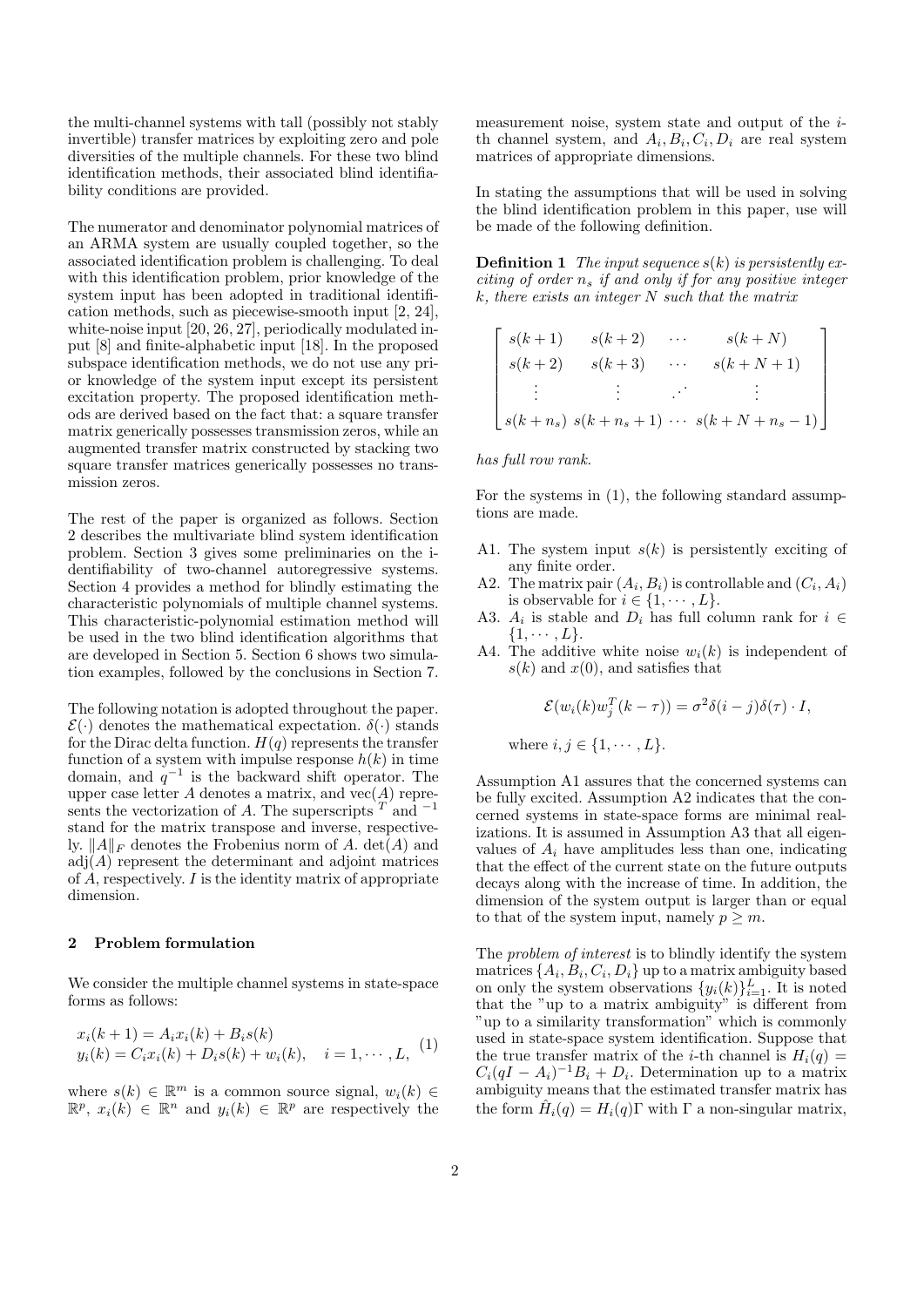the multi-channel systems with tall (possibly not stably invertible) transfer matrices by exploiting zero and pole diversities of the multiple channels. For these two blind identification methods, their associated blind identifiability conditions are provided.

The numerator and denominator polynomial matrices of an ARMA system are usually coupled together, so the associated identification problem is challenging. To deal with this identification problem, prior knowledge of the system input has been adopted in traditional identification methods, such as piecewise-smooth input [2, 24], white-noise input [20, 26, 27], periodically modulated input [8] and finite-alphabetic input [18]. In the proposed subspace identification methods, we do not use any prior knowledge of the system input except its persistent excitation property. The proposed identification methods are derived based on the fact that: a square transfer matrix generically possesses transmission zeros, while an augmented transfer matrix constructed by stacking two square transfer matrices generically possesses no transmission zeros.

The rest of the paper is organized as follows. Section 2 describes the multivariate blind system identification problem. Section 3 gives some preliminaries on the identifiability of two-channel autoregressive systems. Section 4 provides a method for blindly estimating the characteristic polynomials of multiple channel systems. This characteristic-polynomial estimation method will be used in the two blind identification algorithms that are developed in Section 5. Section 6 shows two simulation examples, followed by the conclusions in Section 7.

The following notation is adopted throughout the paper. $\mathcal{E}(\cdot)$ denotes the mathematical expectation. $\delta(\cdot)$ stands for the Dirac delta function. $H(q)$ represents the transfer function of a system with impulse response $h(k)$ in time domain, and $q^{-1}$ is the backward shift operator. The upper case letter $A$ denotes a matrix, and $\text{vec}(A)$ represents the vectorization of $A$. The superscripts $^T$ and $^{-1}$ stand for the matrix transpose and inverse, respectively. $\|A\|_F$ denotes the Frobenius norm of $A$. $\det(A)$ and $\text{adj}(A)$ represent the determinant and adjoint matrices of $A$, respectively. $I$ is the identity matrix of appropriate dimension.

## 2 Problem formulation

We consider the multiple channel systems in state-space forms as follows:

$$
\begin{aligned}
x_i(k+1) &= A_i x_i(k) + B_i s(k) \\
y_i(k) &= C_i x_i(k) + D_i s(k) + w_i(k), \quad i = 1, \cdots, L,
\end{aligned} \tag{1}
$$

where $s(k) \in \mathbb{R}^m$ is a common source signal, $w_i(k) \in \mathbb{R}^p$, $x_i(k) \in \mathbb{R}^n$ and $y_i(k) \in \mathbb{R}^p$ are respectively the measurement noise, system state and output of the $i$-th channel system, and $A_i, B_i, C_i, D_i$ are real system matrices of appropriate dimensions.

In stating the assumptions that will be used in solving the blind identification problem in this paper, use will be made of the following definition.

**Definition 1** *The input sequence $s(k)$ is persistently exciting of order $n_s$ if and only if for any positive integer $k$, there exists an integer $N$ such that the matrix*

$$
\begin{bmatrix}
s(k+1) & s(k+2) & \cdots & s(k+N) \\
s(k+2) & s(k+3) & \cdots & s(k+N+1) \\
\vdots & \vdots & \iddots & \vdots \\
s(k+n_s) & s(k+n_s+1) & \cdots & s(k+N+n_s-1)
\end{bmatrix}
$$

*has full row rank.*

For the systems in (1), the following standard assumptions are made.

- A1. The system input $s(k)$ is persistently exciting of any finite order.
- A2. The matrix pair $(A_i, B_i)$ is controllable and $(C_i, A_i)$ is observable for $i \in \{1, \cdots, L\}$.
- A3. $A_i$ is stable and $D_i$ has full column rank for $i \in \{1, \cdots, L\}$.
- A4. The additive white noise $w_i(k)$ is independent of $s(k)$ and $x(0)$, and satisfies that

$$
\mathcal{E}(w_i(k) w_j^T(k-\tau)) = \sigma^2 \delta(i-j)\delta(\tau) \cdot I,
$$

  where $i, j \in \{1, \cdots, L\}$.

Assumption A1 assures that the concerned systems can be fully excited. Assumption A2 indicates that the concerned systems in state-space forms are minimal realizations. It is assumed in Assumption A3 that all eigenvalues of $A_i$ have amplitudes less than one, indicating that the effect of the current state on the future outputs decays along with the increase of time. In addition, the dimension of the system output is larger than or equal to that of the system input, namely $p \geq m$.

The *problem of interest* is to blindly identify the system matrices $\{A_i, B_i, C_i, D_i\}$ up to a matrix ambiguity based on only the system observations $\{y_i(k)\}_{i=1}^L$. It is noted that the "up to a matrix ambiguity" is different from "up to a similarity transformation" which is commonly used in state-space system identification. Suppose that the true transfer matrix of the $i$-th channel is $H_i(q) = C_i(qI - A_i)^{-1}B_i + D_i$. Determination up to a matrix ambiguity means that the estimated transfer matrix has the form $\hat{H}_i(q) = H_i(q)\Gamma$ with $\Gamma$ a non-singular matrix,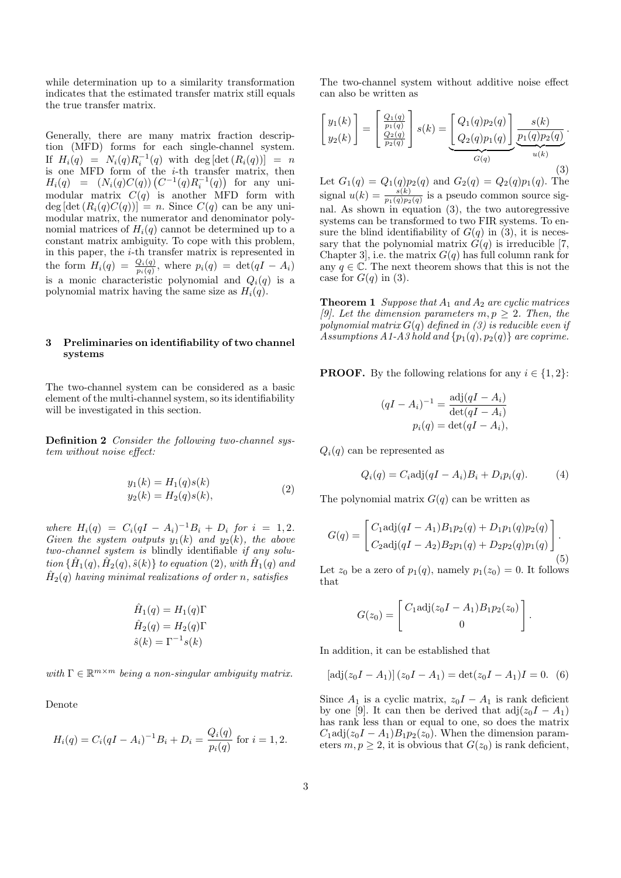while determination up to a similarity transformation indicates that the estimated transfer matrix still equals the true transfer matrix.

Generally, there are many matrix fraction description (MFD) forms for each single-channel system. If $H_i(q) = N_i(q)R_i^{-1}(q)$ with $\deg[\det(R_i(q))] = n$ is one MFD form of the $i$-th transfer matrix, then $H_i(q) = (N_i(q)C(q))\left(C^{-1}(q)R_i^{-1}(q)\right)$ for any unimodular matrix $C(q)$ is another MFD form with $\deg[\det(R_i(q)C(q))] = n$. Since $C(q)$ can be any unimodular matrix, the numerator and denominator polynomial matrices of $H_i(q)$ cannot be determined up to a constant matrix ambiguity. To cope with this problem, in this paper, the $i$-th transfer matrix is represented in the form $H_i(q) = \frac{Q_i(q)}{p_i(q)}$, where $p_i(q) = \det(qI - A_i)$ is a monic characteristic polynomial and $Q_i(q)$ is a polynomial matrix having the same size as $H_i(q)$.

## 3 Preliminaries on identifiability of two channel systems

The two-channel system can be considered as a basic element of the multi-channel system, so its identifiability will be investigated in this section.

**Definition 2** *Consider the following two-channel system without noise effect:*

$$\begin{aligned} y_1(k) &= H_1(q)s(k) \\ y_2(k) &= H_2(q)s(k), \end{aligned} \tag{2}$$

*where $H_i(q) = C_i(qI - A_i)^{-1}B_i + D_i$ for $i = 1, 2$. Given the system outputs $y_1(k)$ and $y_2(k)$, the above two-channel system is* blindly identifiable *if any solution $\{\hat{H}_1(q), \hat{H}_2(q), \hat{s}(k)\}$ to equation (2), with $\hat{H}_1(q)$ and $\hat{H}_2(q)$ having minimal realizations of order $n$, satisfies*

$$\begin{aligned} \hat{H}_1(q) &= H_1(q)\Gamma \\ \hat{H}_2(q) &= H_2(q)\Gamma \\ \hat{s}(k) &= \Gamma^{-1}s(k) \end{aligned}$$

*with $\Gamma \in \mathbb{R}^{m\times m}$ being a non-singular ambiguity matrix.*

Denote

$$H_i(q) = C_i(qI - A_i)^{-1}B_i + D_i = \frac{Q_i(q)}{p_i(q)} \text{ for } i = 1, 2.$$

The two-channel system without additive noise effect can also be written as

$$\begin{bmatrix} y_1(k) \\ y_2(k) \end{bmatrix} = \begin{bmatrix} \frac{Q_1(q)}{p_1(q)} \\ \frac{Q_2(q)}{p_2(q)} \end{bmatrix} s(k) = \underbrace{\begin{bmatrix} Q_1(q)p_2(q) \\ Q_2(q)p_1(q) \end{bmatrix}}_{G(q)} \underbrace{\frac{s(k)}{p_1(q)p_2(q)}}_{u(k)}. \tag{3}$$

Let $G_1(q) = Q_1(q)p_2(q)$ and $G_2(q) = Q_2(q)p_1(q)$. The signal $u(k) = \frac{s(k)}{p_1(q)p_2(q)}$ is a pseudo common source signal. As shown in equation (3), the two autoregressive systems can be transformed to two FIR systems. To ensure the blind identifiability of $G(q)$ in (3), it is necessary that the polynomial matrix $G(q)$ is irreducible [7, Chapter 3], i.e. the matrix $G(q)$ has full column rank for any $q \in \mathbb{C}$. The next theorem shows that this is not the case for $G(q)$ in (3).

**Theorem 1** *Suppose that $A_1$ and $A_2$ are cyclic matrices [9]. Let the dimension parameters $m, p \geq 2$. Then, the polynomial matrix $G(q)$ defined in (3) is reducible even if Assumptions A1-A3 hold and $\{p_1(q), p_2(q)\}$ are coprime.*

**PROOF.** By the following relations for any $i \in \{1, 2\}$:

$$\begin{aligned} (qI - A_i)^{-1} &= \frac{\text{adj}(qI - A_i)}{\det(qI - A_i)} \\ p_i(q) &= \det(qI - A_i), \end{aligned}$$

$Q_i(q)$ can be represented as

$$Q_i(q) = C_i\text{adj}(qI - A_i)B_i + D_ip_i(q). \tag{4}$$

The polynomial matrix $G(q)$ can be written as

$$G(q) = \begin{bmatrix} C_1\text{adj}(qI - A_1)B_1p_2(q) + D_1p_1(q)p_2(q) \\ C_2\text{adj}(qI - A_2)B_2p_1(q) + D_2p_2(q)p_1(q) \end{bmatrix}. \tag{5}$$

Let $z_0$ be a zero of $p_1(q)$, namely $p_1(z_0) = 0$. It follows that

$$G(z_0) = \begin{bmatrix} C_1\text{adj}(z_0I - A_1)B_1p_2(z_0) \\ 0 \end{bmatrix}.$$

In addition, it can be established that

$$[\text{adj}(z_0I - A_1)](z_0I - A_1) = \det(z_0I - A_1)I = 0. \tag{6}$$

Since $A_1$ is a cyclic matrix, $z_0I - A_1$ is rank deficient by one [9]. It can then be derived that $\text{adj}(z_0I - A_1)$ has rank less than or equal to one, so does the matrix $C_1\text{adj}(z_0I - A_1)B_1p_2(z_0)$. When the dimension parameters $m, p \geq 2$, it is obvious that $G(z_0)$ is rank deficient,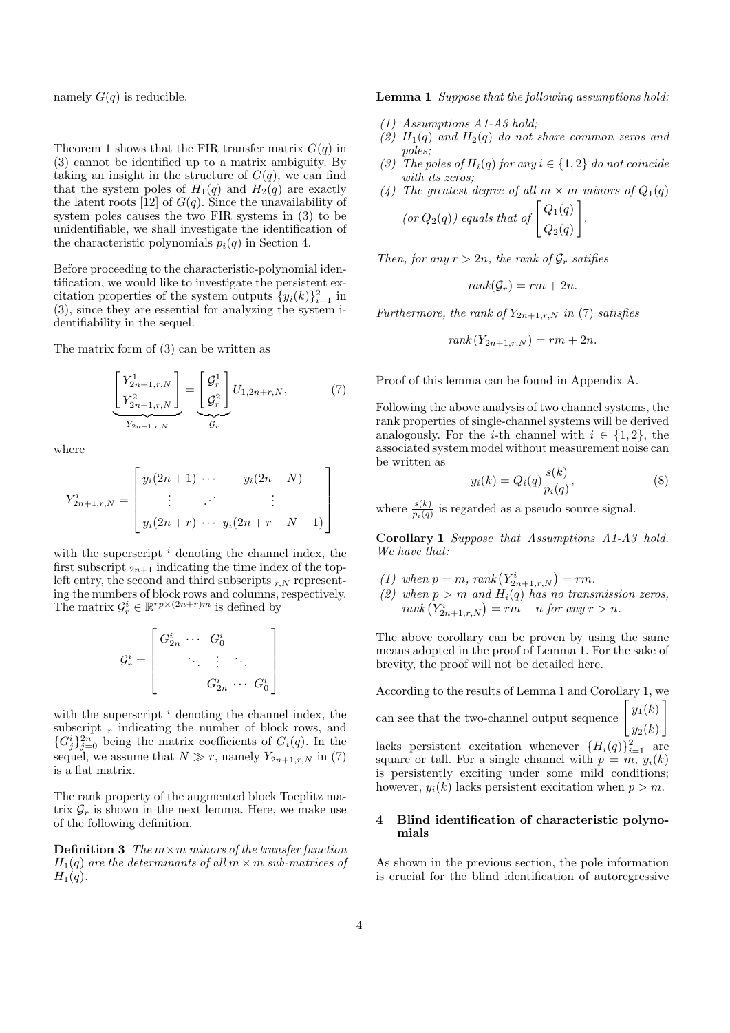namely $G(q)$ is reducible.

Theorem 1 shows that the FIR transfer matrix $G(q)$ in (3) cannot be identified up to a matrix ambiguity. By taking an insight in the structure of $G(q)$, we can find that the system poles of $H_1(q)$ and $H_2(q)$ are exactly the latent roots [12] of $G(q)$. Since the unavailability of system poles causes the two FIR systems in (3) to be unidentifiable, we shall investigate the identification of the characteristic polynomials $p_i(q)$ in Section 4.

Before proceeding to the characteristic-polynomial identification, we would like to investigate the persistent excitation properties of the system outputs $\{y_i(k)\}_{i=1}^2$ in (3), since they are essential for analyzing the system identifiability in the sequel.

The matrix form of (3) can be written as

$$\underbrace{\begin{bmatrix} Y^1_{2n+1,r,N} \\ Y^2_{2n+1,r,N} \end{bmatrix}}_{Y_{2n+1,r,N}} = \underbrace{\begin{bmatrix} \mathcal{G}^1_r \\ \mathcal{G}^2_r \end{bmatrix}}_{\mathcal{G}_r} U_{1,2n+r,N}, \tag{7}$$

where

$$Y^i_{2n+1,r,N} = \begin{bmatrix} y_i(2n+1) & \cdots & y_i(2n+N) \\ \vdots & \cdot^{\cdot^{\cdot}} & \vdots \\ y_i(2n+r) & \cdots & y_i(2n+r+N-1) \end{bmatrix}$$

with the superscript $^i$ denoting the channel index, the first subscript $_{2n+1}$ indicating the time index of the top-left entry, the second and third subscripts $_{r,N}$ representing the numbers of block rows and columns, respectively. The matrix $\mathcal{G}^i_r \in \mathbb{R}^{rp\times(2n+r)m}$ is defined by

$$\mathcal{G}^i_r = \begin{bmatrix} G^i_{2n} & \cdots & G^i_0 & & \\ & \ddots & \vdots & \ddots & \\ & & G^i_{2n} & \cdots & G^i_0 \end{bmatrix}$$

with the superscript $^i$ denoting the channel index, the subscript $_r$ indicating the number of block rows, and $\{G^i_j\}_{j=0}^{2n}$ being the matrix coefficients of $G_i(q)$. In the sequel, we assume that $N \gg r$, namely $Y_{2n+1,r,N}$ in (7) is a flat matrix.

The rank property of the augmented block Toeplitz matrix $\mathcal{G}_r$ is shown in the next lemma. Here, we make use of the following definition.

**Definition 3** *The $m\times m$ minors of the transfer function $H_1(q)$ are the determinants of all $m \times m$ sub-matrices of $H_1(q)$.*

**Lemma 1** *Suppose that the following assumptions hold:*

*(1) Assumptions A1-A3 hold;*
*(2) $H_1(q)$ and $H_2(q)$ do not share common zeros and poles;*
*(3) The poles of $H_i(q)$ for any $i \in \{1, 2\}$ do not coincide with its zeros;*
*(4) The greatest degree of all $m \times m$ minors of $Q_1(q)$ (or $Q_2(q)$) equals that of $\begin{bmatrix} Q_1(q) \\ Q_2(q) \end{bmatrix}$.*

*Then, for any $r > 2n$, the rank of $\mathcal{G}_r$ satifies*

$$rank(\mathcal{G}_r) = rm + 2n.$$

*Furthermore, the rank of $Y_{2n+1,r,N}$ in (7) satisfies*

$$rank\,(Y_{2n+1,r,N}) = rm + 2n.$$

Proof of this lemma can be found in Appendix A.

Following the above analysis of two channel systems, the rank properties of single-channel systems will be derived analogously. For the $i$-th channel with $i \in \{1, 2\}$, the associated system model without measurement noise can be written as

$$y_i(k) = Q_i(q)\frac{s(k)}{p_i(q)}, \tag{8}$$

where $\frac{s(k)}{p_i(q)}$ is regarded as a pseudo source signal.

**Corollary 1** *Suppose that Assumptions A1-A3 hold. We have that:*

*(1) when $p = m$, $rank\big(Y^i_{2n+1,r,N}\big) = rm$.*
*(2) when $p > m$ and $H_i(q)$ has no transmission zeros, $rank\big(Y^i_{2n+1,r,N}\big) = rm + n$ for any $r > n$.*

The above corollary can be proven by using the same means adopted in the proof of Lemma 1. For the sake of brevity, the proof will not be detailed here.

According to the results of Lemma 1 and Corollary 1, we can see that the two-channel output sequence $\begin{bmatrix} y_1(k) \\ y_2(k) \end{bmatrix}$ lacks persistent excitation whenever $\{H_i(q)\}_{i=1}^2$ are square or tall. For a single channel with $p = m$, $y_i(k)$ is persistently exciting under some mild conditions; however, $y_i(k)$ lacks persistent excitation when $p > m$.

## 4 Blind identification of characteristic polynomials

As shown in the previous section, the pole information is crucial for the blind identification of autoregressive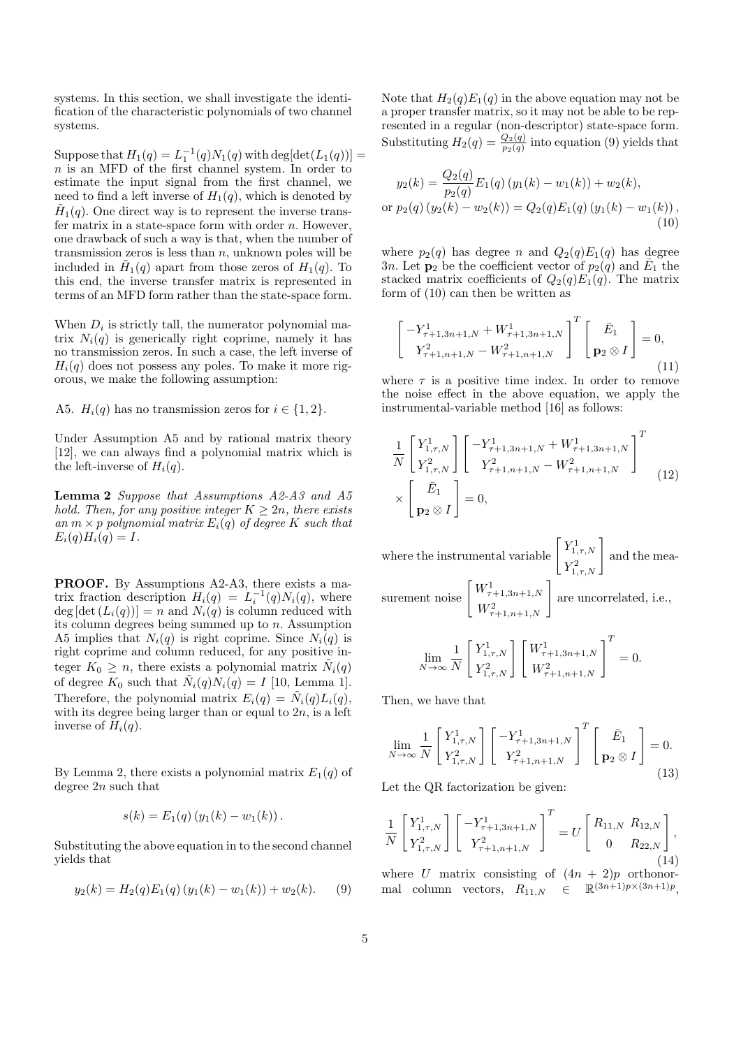systems. In this section, we shall investigate the identification of the characteristic polynomials of two channel systems.

Suppose that $H_1(q) = L_1^{-1}(q)N_1(q)$ with $\deg[\det(L_1(q))] = n$ is an MFD of the first channel system. In order to estimate the input signal from the first channel, we need to find a left inverse of $H_1(q)$, which is denoted by $\tilde{H}_1(q)$. One direct way is to represent the inverse transfer matrix in a state-space form with order $n$. However, one drawback of such a way is that, when the number of transmission zeros is less than $n$, unknown poles will be included in $\tilde{H}_1(q)$ apart from those zeros of $H_1(q)$. To this end, the inverse transfer matrix is represented in terms of an MFD form rather than the state-space form.

When $D_i$ is strictly tall, the numerator polynomial matrix $N_i(q)$ is generically right coprime, namely it has no transmission zeros. In such a case, the left inverse of $H_i(q)$ does not possess any poles. To make it more rigorous, we make the following assumption:

A5. $H_i(q)$ has no transmission zeros for $i \in \{1, 2\}$.

Under Assumption A5 and by rational matrix theory [12], we can always find a polynomial matrix which is the left-inverse of $H_i(q)$.

**Lemma 2** *Suppose that Assumptions A2-A3 and A5 hold. Then, for any positive integer $K \geq 2n$, there exists an $m \times p$ polynomial matrix $E_i(q)$ of degree $K$ such that $E_i(q)H_i(q) = I$.*

**PROOF.** By Assumptions A2-A3, there exists a matrix fraction description $H_i(q) = L_i^{-1}(q)N_i(q)$, where $\deg[\det(L_i(q))] = n$ and $N_i(q)$ is column reduced with its column degrees being summed up to $n$. Assumption A5 implies that $N_i(q)$ is right coprime. Since $N_i(q)$ is right coprime and column reduced, for any positive integer $K_0 \geq n$, there exists a polynomial matrix $\tilde{N}_i(q)$ of degree $K_0$ such that $\tilde{N}_i(q)N_i(q) = I$ [10, Lemma 1]. Therefore, the polynomial matrix $E_i(q) = \tilde{N}_i(q)L_i(q)$, with its degree being larger than or equal to $2n$, is a left inverse of $H_i(q)$.

By Lemma 2, there exists a polynomial matrix $E_1(q)$ of degree $2n$ such that

$$s(k) = E_1(q)\left(y_1(k) - w_1(k)\right).$$

Substituting the above equation in to the second channel yields that

$$y_2(k) = H_2(q)E_1(q)\left(y_1(k) - w_1(k)\right) + w_2(k). \qquad (9)$$

Note that $H_2(q)E_1(q)$ in the above equation may not be a proper transfer matrix, so it may not be able to be represented in a regular (non-descriptor) state-space form. Substituting $H_2(q) = \frac{Q_2(q)}{p_2(q)}$ into equation (9) yields that

$$\begin{aligned} y_2(k) &= \frac{Q_2(q)}{p_2(q)}E_1(q)\left(y_1(k) - w_1(k)\right) + w_2(k), \\ \text{or } p_2(q)\left(y_2(k) - w_2(k)\right) &= Q_2(q)E_1(q)\left(y_1(k) - w_1(k)\right), \end{aligned} \qquad (10)$$

where $p_2(q)$ has degree $n$ and $Q_2(q)E_1(q)$ has degree $3n$. Let $\mathbf{p}_2$ be the coefficient vector of $p_2(q)$ and $\bar{E}_1$ the stacked matrix coefficients of $Q_2(q)E_1(q)$. The matrix form of (10) can then be written as

$$\begin{bmatrix} -Y^1_{\tau+1,3n+1,N} + W^1_{\tau+1,3n+1,N} \\ Y^2_{\tau+1,n+1,N} - W^2_{\tau+1,n+1,N} \end{bmatrix}^T \begin{bmatrix} \bar{E}_1 \\ \mathbf{p}_2 \otimes I \end{bmatrix} = 0, \qquad (11)$$

where $\tau$ is a positive time index. In order to remove the noise effect in the above equation, we apply the instrumental-variable method [16] as follows:

$$\frac{1}{N}\begin{bmatrix} Y^1_{1,\tau,N} \\ Y^2_{1,\tau,N} \end{bmatrix}\begin{bmatrix} -Y^1_{\tau+1,3n+1,N} + W^1_{\tau+1,3n+1,N} \\ Y^2_{\tau+1,n+1,N} - W^2_{\tau+1,n+1,N} \end{bmatrix}^T \times \begin{bmatrix} \bar{E}_1 \\ \mathbf{p}_2 \otimes I \end{bmatrix} = 0, \qquad (12)$$

where the instrumental variable $\begin{bmatrix} Y^1_{1,\tau,N} \\ Y^2_{1,\tau,N} \end{bmatrix}$ and the measurement noise $\begin{bmatrix} W^1_{\tau+1,3n+1,N} \\ W^2_{\tau+1,n+1,N} \end{bmatrix}$ are uncorrelated, i.e.,

$$\lim_{N\to\infty}\frac{1}{N}\begin{bmatrix} Y^1_{1,\tau,N} \\ Y^2_{1,\tau,N} \end{bmatrix}\begin{bmatrix} W^1_{\tau+1,3n+1,N} \\ W^2_{\tau+1,n+1,N} \end{bmatrix}^T = 0.$$

Then, we have that

$$\lim_{N\to\infty}\frac{1}{N}\begin{bmatrix} Y^1_{1,\tau,N} \\ Y^2_{1,\tau,N} \end{bmatrix}\begin{bmatrix} -Y^1_{\tau+1,3n+1,N} \\ Y^2_{\tau+1,n+1,N} \end{bmatrix}^T \begin{bmatrix} \bar{E}_1 \\ \mathbf{p}_2 \otimes I \end{bmatrix} = 0. \qquad (13)$$

Let the QR factorization be given:

$$\frac{1}{N}\begin{bmatrix} Y^1_{1,\tau,N} \\ Y^2_{1,\tau,N} \end{bmatrix}\begin{bmatrix} -Y^1_{\tau+1,3n+1,N} \\ Y^2_{\tau+1,n+1,N} \end{bmatrix}^T = U\begin{bmatrix} R_{11,N} & R_{12,N} \\ 0 & R_{22,N} \end{bmatrix}, \qquad (14)$$

where $U$ matrix consisting of $(4n+2)p$ orthonormal column vectors, $R_{11,N} \in \mathbb{R}^{(3n+1)p\times(3n+1)p}$,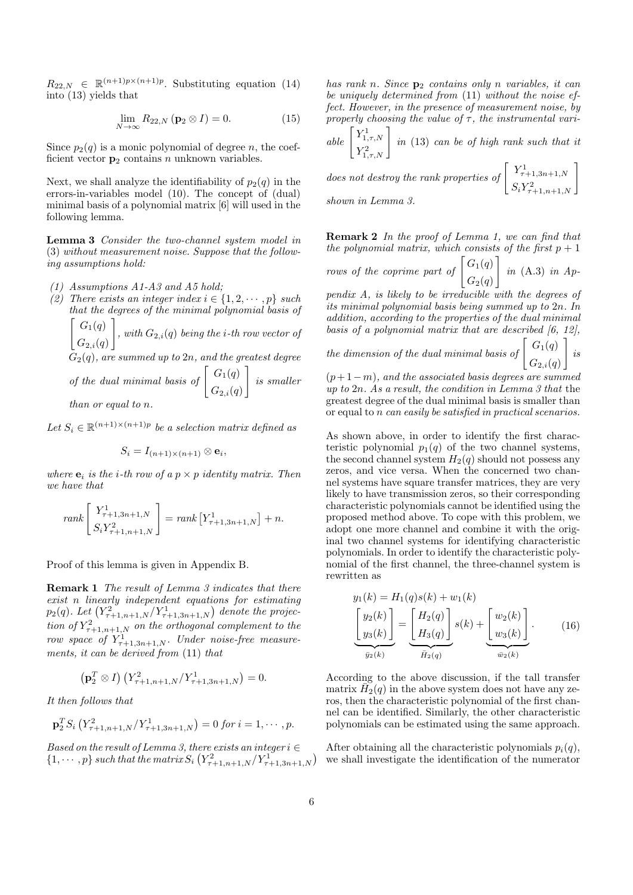$R_{22,N} \in \mathbb{R}^{(n+1)p\times(n+1)p}$. Substituting equation (14) into (13) yields that

$$\lim_{N\to\infty} R_{22,N}\left(\mathbf{p}_2 \otimes I\right) = 0. \tag{15}$$

Since $p_2(q)$ is a monic polynomial of degree $n$, the coefficient vector $\mathbf{p}_2$ contains $n$ unknown variables.

Next, we shall analyze the identifiability of $p_2(q)$ in the errors-in-variables model (10). The concept of (dual) minimal basis of a polynomial matrix [6] will used in the following lemma.

**Lemma 3** *Consider the two-channel system model in (3) without measurement noise. Suppose that the following assumptions hold:*

*(1) Assumptions A1-A3 and A5 hold;*
*(2) There exists an integer index $i \in \{1, 2, \cdots, p\}$ such that the degrees of the minimal polynomial basis of $\begin{bmatrix} G_1(q) \\ G_{2,i}(q) \end{bmatrix}$, with $G_{2,i}(q)$ being the $i$-th row vector of $G_2(q)$, are summed up to $2n$, and the greatest degree of the dual minimal basis of $\begin{bmatrix} G_1(q) \\ G_{2,i}(q) \end{bmatrix}$ is smaller than or equal to $n$.*

*Let $S_i \in \mathbb{R}^{(n+1)\times(n+1)p}$ be a selection matrix defined as*

$$S_i = I_{(n+1)\times(n+1)} \otimes \mathbf{e}_i,$$

*where $\mathbf{e}_i$ is the $i$-th row of a $p \times p$ identity matrix. Then we have that*

$$rank \begin{bmatrix} Y^1_{\tau+1,3n+1,N} \\ S_i Y^2_{\tau+1,n+1,N} \end{bmatrix} = rank\left[Y^1_{\tau+1,3n+1,N}\right] + n.$$

Proof of this lemma is given in Appendix B.

**Remark 1** *The result of Lemma 3 indicates that there exist $n$ linearly independent equations for estimating $p_2(q)$. Let $\left(Y^2_{\tau+1,n+1,N}/Y^1_{\tau+1,3n+1,N}\right)$ denote the projection of $Y^2_{\tau+1,n+1,N}$ on the orthogonal complement to the row space of $Y^1_{\tau+1,3n+1,N}$. Under noise-free measurements, it can be derived from (11) that*

$$\left(\mathbf{p}_2^T \otimes I\right)\left(Y^2_{\tau+1,n+1,N}/Y^1_{\tau+1,3n+1,N}\right) = 0.$$

*It then follows that*

$$\mathbf{p}_2^T S_i \left(Y^2_{\tau+1,n+1,N}/Y^1_{\tau+1,3n+1,N}\right) = 0 \text{ for } i = 1, \cdots, p.$$

*Based on the result of Lemma 3, there exists an integer $i \in \{1, \cdots, p\}$ such that the matrix $S_i\left(Y^2_{\tau+1,n+1,N}/Y^1_{\tau+1,3n+1,N}\right)$ has rank $n$. Since $\mathbf{p}_2$ contains only $n$ variables, it can be uniquely determined from (11) without the noise effect. However, in the presence of measurement noise, by properly choosing the value of $\tau$, the instrumental variable $\begin{bmatrix} Y^1_{1,\tau,N} \\ Y^2_{1,\tau,N} \end{bmatrix}$ in (13) can be of high rank such that it does not destroy the rank properties of $\begin{bmatrix} Y^1_{\tau+1,3n+1,N} \\ S_i Y^2_{\tau+1,n+1,N} \end{bmatrix}$ shown in Lemma 3.*

**Remark 2** *In the proof of Lemma 1, we can find that the polynomial matrix, which consists of the first $p+1$ rows of the coprime part of $\begin{bmatrix} G_1(q) \\ G_2(q) \end{bmatrix}$ in (A.3) in Appendix A, is likely to be irreducible with the degrees of its minimal polynomial basis being summed up to $2n$. In addition, according to the properties of the dual minimal basis of a polynomial matrix that are described [6, 12], the dimension of the dual minimal basis of $\begin{bmatrix} G_1(q) \\ G_{2,i}(q) \end{bmatrix}$ is $(p+1-m)$, and the associated basis degrees are summed up to $2n$. As a result, the condition in Lemma 3 that* the greatest degree of the dual minimal basis is smaller than or equal to $n$ *can easily be satisfied in practical scenarios.*

As shown above, in order to identify the first characteristic polynomial $p_1(q)$ of the two channel systems, the second channel system $H_2(q)$ should not possess any zeros, and vice versa. When the concerned two channel systems have square transfer matrices, they are very likely to have transmission zeros, so their corresponding characteristic polynomials cannot be identified using the proposed method above. To cope with this problem, we adopt one more channel and combine it with the original two channel systems for identifying characteristic polynomials. In order to identify the characteristic polynomial of the first channel, the three-channel system is rewritten as

$$\begin{aligned} y_1(k) &= H_1(q)s(k) + w_1(k) \\ \underbrace{\begin{bmatrix} y_2(k) \\ y_3(k) \end{bmatrix}}_{\bar{y}_2(k)} &= \underbrace{\begin{bmatrix} H_2(q) \\ H_3(q) \end{bmatrix}}_{\bar{H}_2(q)} s(k) + \underbrace{\begin{bmatrix} w_2(k) \\ w_3(k) \end{bmatrix}}_{\bar{w}_2(k)}. \end{aligned} \tag{16}$$

According to the above discussion, if the tall transfer matrix $\bar{H}_2(q)$ in the above system does not have any zeros, then the characteristic polynomial of the first channel can be identified. Similarly, the other characteristic polynomials can be estimated using the same approach.

After obtaining all the characteristic polynomials $p_i(q)$, we shall investigate the identification of the numerator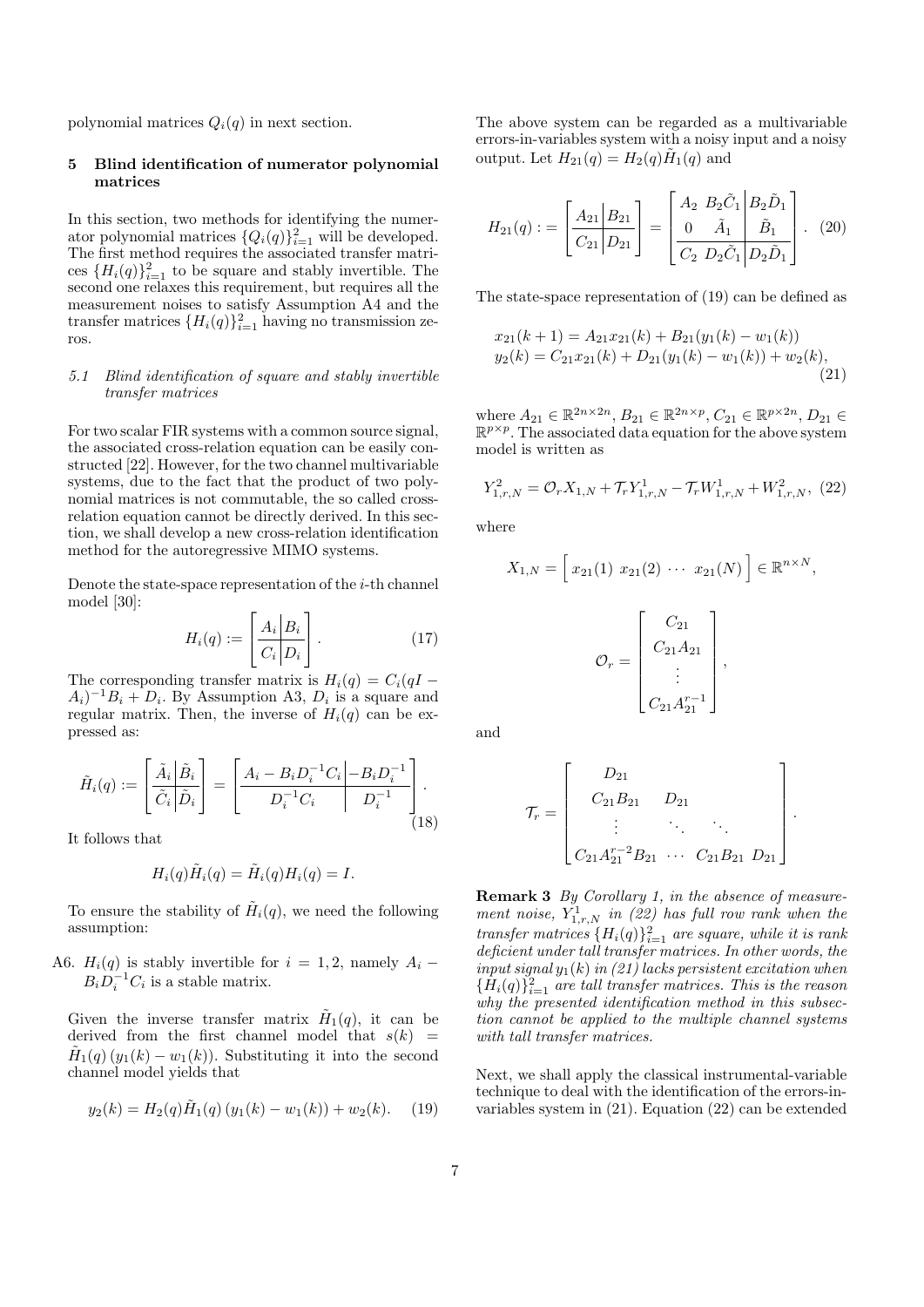polynomial matrices $Q_i(q)$ in next section.

## 5 Blind identification of numerator polynomial matrices

In this section, two methods for identifying the numerator polynomial matrices $\{Q_i(q)\}_{i=1}^2$ will be developed. The first method requires the associated transfer matrices $\{H_i(q)\}_{i=1}^2$ to be square and stably invertible. The second one relaxes this requirement, but requires all the measurement noises to satisfy Assumption A4 and the transfer matrices $\{H_i(q)\}_{i=1}^2$ having no transmission zeros.

### 5.1 Blind identification of square and stably invertible transfer matrices

For two scalar FIR systems with a common source signal, the associated cross-relation equation can be easily constructed [22]. However, for the two channel multivariable systems, due to the fact that the product of two polynomial matrices is not commutable, the so called cross-relation equation cannot be directly derived. In this section, we shall develop a new cross-relation identification method for the autoregressive MIMO systems.

Denote the state-space representation of the $i$-th channel model [30]:

$$H_i(q) := \left[\begin{array}{c|c} A_i & B_i \\ \hline C_i & D_i \end{array}\right]. \tag{17}$$

The corresponding transfer matrix is $H_i(q) = C_i(qI - A_i)^{-1}B_i + D_i$. By Assumption A3, $D_i$ is a square and regular matrix. Then, the inverse of $H_i(q)$ can be expressed as:

$$\tilde{H}_i(q) := \left[\begin{array}{c|c} \tilde{A}_i & \tilde{B}_i \\ \hline \tilde{C}_i & \tilde{D}_i \end{array}\right] = \left[\begin{array}{c|c} A_i - B_iD_i^{-1}C_i & -B_iD_i^{-1} \\ \hline D_i^{-1}C_i & D_i^{-1} \end{array}\right]. \tag{18}$$

It follows that

$$H_i(q)\tilde{H}_i(q) = \tilde{H}_i(q)H_i(q) = I.$$

To ensure the stability of $\tilde{H}_i(q)$, we need the following assumption:

A6. $H_i(q)$ is stably invertible for $i = 1, 2$, namely $A_i - B_iD_i^{-1}C_i$ is a stable matrix.

Given the inverse transfer matrix $\tilde{H}_1(q)$, it can be derived from the first channel model that $s(k) = \tilde{H}_1(q)\,(y_1(k) - w_1(k))$. Substituting it into the second channel model yields that

$$y_2(k) = H_2(q)\tilde{H}_1(q)\,(y_1(k) - w_1(k)) + w_2(k). \tag{19}$$

The above system can be regarded as a multivariable errors-in-variables system with a noisy input and a noisy output. Let $H_{21}(q) = H_2(q)\tilde{H}_1(q)$ and

$$H_{21}(q) := \left[\begin{array}{c|c} A_{21} & B_{21} \\ \hline C_{21} & D_{21} \end{array}\right] = \left[\begin{array}{cc|c} A_2 & B_2\tilde{C}_1 & B_2\tilde{D}_1 \\ 0 & \tilde{A}_1 & \tilde{B}_1 \\ \hline C_2 & D_2\tilde{C}_1 & D_2\tilde{D}_1 \end{array}\right]. \tag{20}$$

The state-space representation of (19) can be defined as

$$\begin{aligned} x_{21}(k+1) &= A_{21}x_{21}(k) + B_{21}(y_1(k) - w_1(k)) \\ y_2(k) &= C_{21}x_{21}(k) + D_{21}(y_1(k) - w_1(k)) + w_2(k), \end{aligned} \tag{21}$$

where $A_{21} \in \mathbb{R}^{2n\times 2n}$, $B_{21} \in \mathbb{R}^{2n\times p}$, $C_{21} \in \mathbb{R}^{p\times 2n}$, $D_{21} \in \mathbb{R}^{p\times p}$. The associated data equation for the above system model is written as

$$Y_{1,r,N}^2 = \mathcal{O}_r X_{1,N} + \mathcal{T}_r Y_{1,r,N}^1 - \mathcal{T}_r W_{1,r,N}^1 + W_{1,r,N}^2, \tag{22}$$

where

$$X_{1,N} = \left[\, x_{21}(1) \; x_{21}(2) \; \cdots \; x_{21}(N) \,\right] \in \mathbb{R}^{n\times N},$$

$$\mathcal{O}_r = \begin{bmatrix} C_{21} \\ C_{21}A_{21} \\ \vdots \\ C_{21}A_{21}^{r-1} \end{bmatrix},$$

and

$$\mathcal{T}_r = \begin{bmatrix} D_{21} & & & \\ C_{21}B_{21} & D_{21} & & \\ \vdots & \ddots & \ddots & \\ C_{21}A_{21}^{r-2}B_{21} & \cdots & C_{21}B_{21} & D_{21} \end{bmatrix}.$$

**Remark 3** *By Corollary 1, in the absence of measurement noise, $Y_{1,r,N}^1$ in (22) has full row rank when the transfer matrices $\{H_i(q)\}_{i=1}^2$ are square, while it is rank deficient under tall transfer matrices. In other words, the input signal $y_1(k)$ in (21) lacks persistent excitation when $\{H_i(q)\}_{i=1}^2$ are tall transfer matrices. This is the reason why the presented identification method in this subsection cannot be applied to the multiple channel systems with tall transfer matrices.*

Next, we shall apply the classical instrumental-variable technique to deal with the identification of the errors-in-variables system in (21). Equation (22) can be extended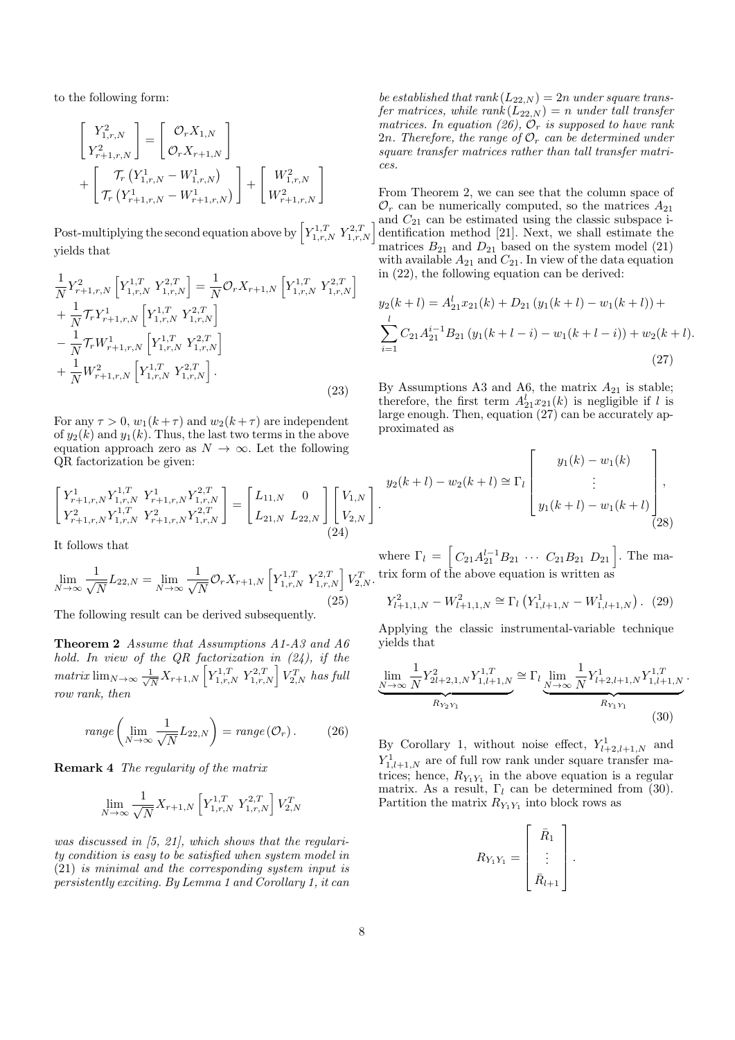to the following form:

$$\begin{bmatrix} Y^2_{1,r,N} \\ Y^2_{r+1,r,N} \end{bmatrix} = \begin{bmatrix} \mathcal{O}_r X_{1,N} \\ \mathcal{O}_r X_{r+1,N} \end{bmatrix} + \begin{bmatrix} \mathcal{T}_r \left(Y^1_{1,r,N} - W^1_{1,r,N}\right) \\ \mathcal{T}_r \left(Y^1_{r+1,r,N} - W^1_{r+1,r,N}\right) \end{bmatrix} + \begin{bmatrix} W^2_{1,r,N} \\ W^2_{r+1,r,N} \end{bmatrix}$$

Post-multiplying the second equation above by $\begin{bmatrix} Y^{1,T}_{1,r,N} & Y^{2,T}_{1,r,N} \end{bmatrix}$ yields that

$$\begin{aligned} \frac{1}{N} Y^2_{r+1,r,N} \begin{bmatrix} Y^{1,T}_{1,r,N} & Y^{2,T}_{1,r,N} \end{bmatrix} &= \frac{1}{N} \mathcal{O}_r X_{r+1,N} \begin{bmatrix} Y^{1,T}_{1,r,N} & Y^{2,T}_{1,r,N} \end{bmatrix} \\ &+ \frac{1}{N} \mathcal{T}_r Y^1_{r+1,r,N} \begin{bmatrix} Y^{1,T}_{1,r,N} & Y^{2,T}_{1,r,N} \end{bmatrix} \\ &- \frac{1}{N} \mathcal{T}_r W^1_{r+1,r,N} \begin{bmatrix} Y^{1,T}_{1,r,N} & Y^{2,T}_{1,r,N} \end{bmatrix} \\ &+ \frac{1}{N} W^2_{r+1,r,N} \begin{bmatrix} Y^{1,T}_{1,r,N} & Y^{2,T}_{1,r,N} \end{bmatrix}. \end{aligned} \tag{23}$$

For any $\tau > 0$, $w_1(k+\tau)$ and $w_2(k+\tau)$ are independent of $y_2(k)$ and $y_1(k)$. Thus, the last two terms in the above equation approach zero as $N \to \infty$. Let the following QR factorization be given:

$$\begin{bmatrix} Y^1_{r+1,r,N} Y^{1,T}_{1,r,N} & Y^1_{r+1,r,N} Y^{2,T}_{1,r,N} \\ Y^2_{r+1,r,N} Y^{1,T}_{1,r,N} & Y^2_{r+1,r,N} Y^{2,T}_{1,r,N} \end{bmatrix} = \begin{bmatrix} L_{11,N} & 0 \\ L_{21,N} & L_{22,N} \end{bmatrix} \begin{bmatrix} V_{1,N} \\ V_{2,N} \end{bmatrix}. \tag{24}$$

It follows that

$$\lim_{N \to \infty} \frac{1}{\sqrt{N}} L_{22,N} = \lim_{N \to \infty} \frac{1}{\sqrt{N}} \mathcal{O}_r X_{r+1,N} \begin{bmatrix} Y^{1,T}_{1,r,N} & Y^{2,T}_{1,r,N} \end{bmatrix} V^T_{2,N}. \tag{25}$$

The following result can be derived subsequently.

**Theorem 2** *Assume that Assumptions A1-A3 and A6 hold. In view of the QR factorization in (24), if the matrix* $\lim_{N\to\infty} \frac{1}{\sqrt{N}} X_{r+1,N} \begin{bmatrix} Y^{1,T}_{1,r,N} & Y^{2,T}_{1,r,N} \end{bmatrix} V^T_{2,N}$ *has full row rank, then*

$$range\left(\lim_{N \to \infty} \frac{1}{\sqrt{N}} L_{22,N}\right) = range\left(\mathcal{O}_r\right). \tag{26}$$

**Remark 4** *The regularity of the matrix*

$$\lim_{N \to \infty} \frac{1}{\sqrt{N}} X_{r+1,N} \begin{bmatrix} Y^{1,T}_{1,r,N} & Y^{2,T}_{1,r,N} \end{bmatrix} V^T_{2,N}$$

*was discussed in [5, 21], which shows that the regularity condition is easy to be satisfied when system model in (21) is minimal and the corresponding system input is persistently exciting. By Lemma 1 and Corollary 1, it can be established that* $rank(L_{22,N}) = 2n$ *under square transfer matrices, while* $rank(L_{22,N}) = n$ *under tall transfer matrices. In equation (26),* $\mathcal{O}_r$ *is supposed to have rank* $2n$*. Therefore, the range of* $\mathcal{O}_r$ *can be determined under square transfer matrices rather than tall transfer matrices.*

From Theorem 2, we can see that the column space of $\mathcal{O}_r$ can be numerically computed, so the matrices $A_{21}$ and $C_{21}$ can be estimated using the classic subspace identification method [21]. Next, we shall estimate the matrices $B_{21}$ and $D_{21}$ based on the system model (21) with available $A_{21}$ and $C_{21}$. In view of the data equation in (22), the following equation can be derived:

$$\begin{aligned} y_2(k+l) &= A^l_{21} x_{21}(k) + D_{21}\left(y_1(k+l) - w_1(k+l)\right) + \\ &\sum_{i=1}^{l} C_{21} A^{i-1}_{21} B_{21}\left(y_1(k+l-i) - w_1(k+l-i)\right) + w_2(k+l). \end{aligned} \tag{27}$$

By Assumptions A3 and A6, the matrix $A_{21}$ is stable; therefore, the first term $A^l_{21} x_{21}(k)$ is negligible if $l$ is large enough. Then, equation (27) can be accurately approximated as

$$y_2(k+l) - w_2(k+l) \cong \Gamma_l \begin{bmatrix} y_1(k) - w_1(k) \\ \vdots \\ y_1(k+l) - w_1(k+l) \end{bmatrix}, \tag{28}$$

where $\Gamma_l = \begin{bmatrix} C_{21} A^{l-1}_{21} B_{21} & \cdots & C_{21} B_{21} & D_{21} \end{bmatrix}$. The matrix form of the above equation is written as

$$Y^2_{l+1,1,N} - W^2_{l+1,1,N} \cong \Gamma_l \left(Y^1_{1,l+1,N} - W^1_{1,l+1,N}\right). \tag{29}$$

Applying the classic instrumental-variable technique yields that

$$\underbrace{\lim_{N \to \infty} \frac{1}{N} Y^2_{2l+2,1,N} Y^{1,T}_{1,l+1,N}}_{R_{Y_2 Y_1}} \cong \Gamma_l \underbrace{\lim_{N \to \infty} \frac{1}{N} Y^1_{l+2,l+1,N} Y^{1,T}_{1,l+1,N}}_{R_{Y_1 Y_1}}. \tag{30}$$

By Corollary 1, without noise effect, $Y^1_{l+2,l+1,N}$ and $Y^1_{1,l+1,N}$ are of full row rank under square transfer matrices; hence, $R_{Y_1 Y_1}$ in the above equation is a regular matrix. As a result, $\Gamma_l$ can be determined from (30). Partition the matrix $R_{Y_1 Y_1}$ into block rows as

$$R_{Y_1 Y_1} = \begin{bmatrix} \bar{R}_1 \\ \vdots \\ \bar{R}_{l+1} \end{bmatrix}.$$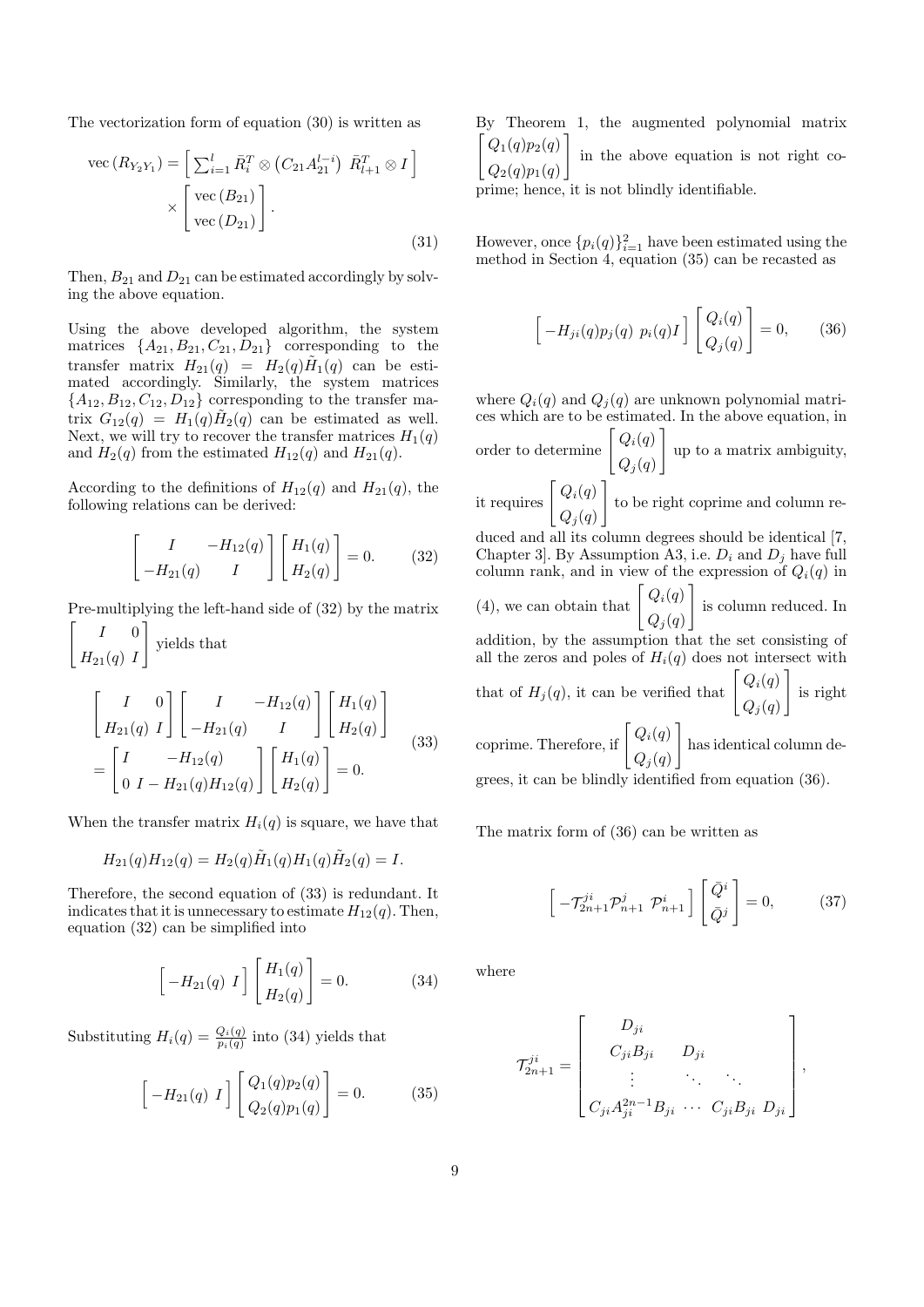The vectorization form of equation (30) is written as

$$\operatorname{vec}(R_{Y_2Y_1}) = \left[\ \sum_{i=1}^{l} \bar{R}_i^T \otimes \left(C_{21}A_{21}^{l-i}\right)\ \bar{R}_{l+1}^T \otimes I\ \right] \times \begin{bmatrix} \operatorname{vec}(B_{21}) \\ \operatorname{vec}(D_{21}) \end{bmatrix}. \tag{31}$$

Then, $B_{21}$ and $D_{21}$ can be estimated accordingly by solving the above equation.

Using the above developed algorithm, the system matrices $\{A_{21}, B_{21}, C_{21}, D_{21}\}$ corresponding to the transfer matrix $H_{21}(q) = H_2(q)\tilde{H}_1(q)$ can be estimated accordingly. Similarly, the system matrices $\{A_{12}, B_{12}, C_{12}, D_{12}\}$ corresponding to the transfer matrix $G_{12}(q) = H_1(q)\tilde{H}_2(q)$ can be estimated as well. Next, we will try to recover the transfer matrices $H_1(q)$ and $H_2(q)$ from the estimated $H_{12}(q)$ and $H_{21}(q)$.

According to the definitions of $H_{12}(q)$ and $H_{21}(q)$, the following relations can be derived:

$$\begin{bmatrix} I & -H_{12}(q) \\ -H_{21}(q) & I \end{bmatrix} \begin{bmatrix} H_1(q) \\ H_2(q) \end{bmatrix} = 0. \tag{32}$$

Pre-multiplying the left-hand side of (32) by the matrix $\begin{bmatrix} I & 0 \\ H_{21}(q) & I \end{bmatrix}$ yields that

$$\begin{aligned} &\begin{bmatrix} I & 0 \\ H_{21}(q) & I \end{bmatrix} \begin{bmatrix} I & -H_{12}(q) \\ -H_{21}(q) & I \end{bmatrix} \begin{bmatrix} H_1(q) \\ H_2(q) \end{bmatrix} \\ &= \begin{bmatrix} I & -H_{12}(q) \\ 0 & I - H_{21}(q)H_{12}(q) \end{bmatrix} \begin{bmatrix} H_1(q) \\ H_2(q) \end{bmatrix} = 0. \end{aligned} \tag{33}$$

When the transfer matrix $H_i(q)$ is square, we have that

$$H_{21}(q)H_{12}(q) = H_2(q)\tilde{H}_1(q)H_1(q)\tilde{H}_2(q) = I.$$

Therefore, the second equation of (33) is redundant. It indicates that it is unnecessary to estimate $H_{12}(q)$. Then, equation (32) can be simplified into

$$\begin{bmatrix} -H_{21}(q) & I \end{bmatrix} \begin{bmatrix} H_1(q) \\ H_2(q) \end{bmatrix} = 0. \tag{34}$$

Substituting $H_i(q) = \frac{Q_i(q)}{p_i(q)}$ into (34) yields that

$$\begin{bmatrix} -H_{21}(q) & I \end{bmatrix} \begin{bmatrix} Q_1(q)p_2(q) \\ Q_2(q)p_1(q) \end{bmatrix} = 0. \tag{35}$$

By Theorem 1, the augmented polynomial matrix $\begin{bmatrix} Q_1(q)p_2(q) \\ Q_2(q)p_1(q) \end{bmatrix}$ in the above equation is not right coprime; hence, it is not blindly identifiable.

However, once $\{p_i(q)\}_{i=1}^{2}$ have been estimated using the method in Section 4, equation (35) can be recasted as

$$\begin{bmatrix} -H_{ji}(q)p_j(q) & p_i(q)I \end{bmatrix} \begin{bmatrix} Q_i(q) \\ Q_j(q) \end{bmatrix} = 0, \tag{36}$$

where $Q_i(q)$ and $Q_j(q)$ are unknown polynomial matrices which are to be estimated. In the above equation, in order to determine $\begin{bmatrix} Q_i(q) \\ Q_j(q) \end{bmatrix}$ up to a matrix ambiguity, it requires $\begin{bmatrix} Q_i(q) \\ Q_j(q) \end{bmatrix}$ to be right coprime and column reduced and all its column degrees should be identical [7, Chapter 3]. By Assumption A3, i.e. $D_i$ and $D_j$ have full column rank, and in view of the expression of $Q_i(q)$ in (4), we can obtain that $\begin{bmatrix} Q_i(q) \\ Q_j(q) \end{bmatrix}$ is column reduced. In addition, by the assumption that the set consisting of all the zeros and poles of $H_i(q)$ does not intersect with that of $H_j(q)$, it can be verified that $\begin{bmatrix} Q_i(q) \\ Q_j(q) \end{bmatrix}$ is right coprime. Therefore, if $\begin{bmatrix} Q_i(q) \\ Q_j(q) \end{bmatrix}$ has identical column degrees, it can be blindly identified from equation (36).

The matrix form of (36) can be written as

$$\begin{bmatrix} -\mathcal{T}_{2n+1}^{ji}\mathcal{P}_{n+1}^{j} & \mathcal{P}_{n+1}^{i} \end{bmatrix} \begin{bmatrix} \bar{Q}^i \\ \bar{Q}^j \end{bmatrix} = 0, \tag{37}$$

where

$$\mathcal{T}_{2n+1}^{ji} = \begin{bmatrix} D_{ji} & & & \\ C_{ji}B_{ji} & D_{ji} & & \\ \vdots & \ddots & \ddots & \\ C_{ji}A_{ji}^{2n-1}B_{ji} & \cdots & C_{ji}B_{ji} & D_{ji} \end{bmatrix},$$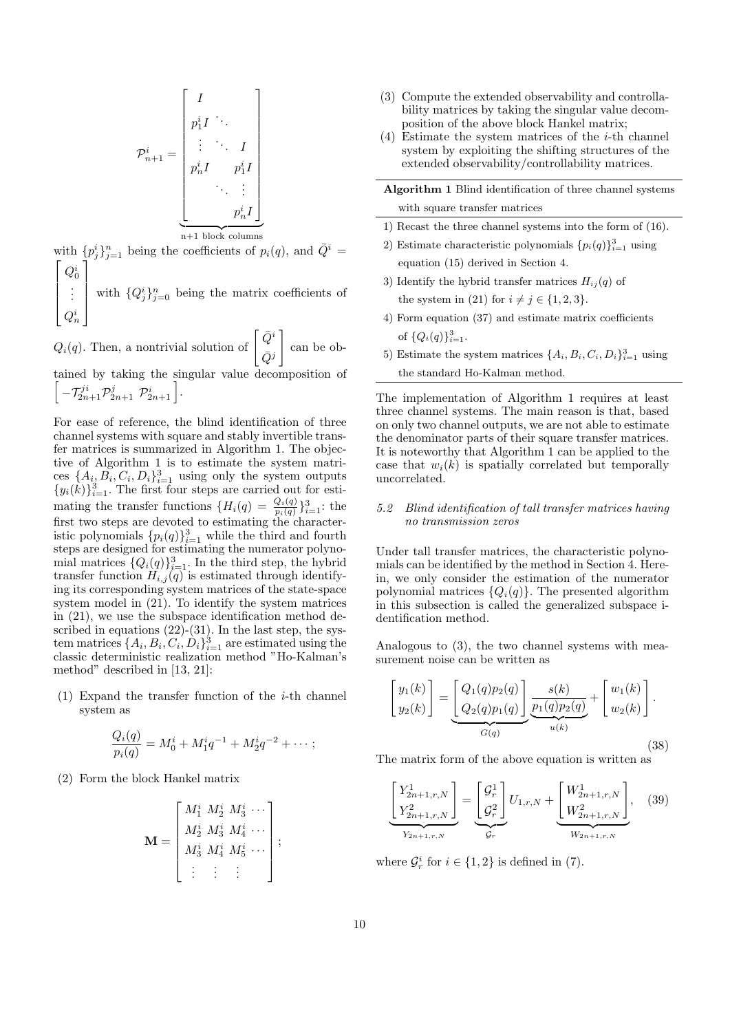$$
\mathcal{P}^i_{n+1} = \underbrace{\begin{bmatrix} I & & \\ p^i_1 I & \ddots & \\ \vdots & \ddots & I \\ p^i_n I & & p^i_1 I \\ & \ddots & \vdots \\ & & p^i_n I \end{bmatrix}}_{\text{n+1 block columns}}
$$

with $\{p^i_j\}_{j=1}^n$ being the coefficients of $p_i(q)$, and $\bar{Q}^i = \begin{bmatrix} Q^i_0 \\ \vdots \\ Q^i_n \end{bmatrix}$ with $\{Q^i_j\}_{j=0}^n$ being the matrix coefficients of $Q_i(q)$. Then, a nontrivial solution of $\begin{bmatrix} \bar{Q}^i \\ \bar{Q}^j \end{bmatrix}$ can be obtained by taking the singular value decomposition of $\begin{bmatrix} -\mathcal{T}^{ji}_{2n+1}\mathcal{P}^j_{2n+1} & \mathcal{P}^i_{2n+1} \end{bmatrix}$.

For ease of reference, the blind identification of three channel systems with square and stably invertible transfer matrices is summarized in Algorithm 1. The objective of Algorithm 1 is to estimate the system matrices $\{A_i, B_i, C_i, D_i\}_{i=1}^3$ using only the system outputs $\{y_i(k)\}_{i=1}^3$. The first four steps are carried out for estimating the transfer functions $\{H_i(q) = \frac{Q_i(q)}{p_i(q)}\}_{i=1}^3$: the first two steps are devoted to estimating the characteristic polynomials $\{p_i(q)\}_{i=1}^3$ while the third and fourth steps are designed for estimating the numerator polynomial matrices $\{Q_i(q)\}_{i=1}^3$. In the third step, the hybrid transfer function $H_{i,j}(q)$ is estimated through identifying its corresponding system matrices of the state-space system model in (21). To identify the system matrices in (21), we use the subspace identification method described in equations (22)-(31). In the last step, the system matrices $\{A_i, B_i, C_i, D_i\}_{i=1}^3$ are estimated using the classic deterministic realization method "Ho-Kalman's method" described in [13, 21]:

(1) Expand the transfer function of the $i$-th channel system as

$$
\frac{Q_i(q)}{p_i(q)} = M^i_0 + M^i_1 q^{-1} + M^i_2 q^{-2} + \cdots;
$$

(2) Form the block Hankel matrix

$$
\mathbf{M} = \begin{bmatrix} M^i_1 & M^i_2 & M^i_3 & \cdots \\ M^i_2 & M^i_3 & M^i_4 & \cdots \\ M^i_3 & M^i_4 & M^i_5 & \cdots \\ \vdots & \vdots & \vdots & \end{bmatrix};
$$

(3) Compute the extended observability and controllability matrices by taking the singular value decomposition of the above block Hankel matrix;

(4) Estimate the system matrices of the $i$-th channel system by exploiting the shifting structures of the extended observability/controllability matrices.

**Algorithm 1** Blind identification of three channel systems with square transfer matrices

1) Recast the three channel systems into the form of (16).
2) Estimate characteristic polynomials $\{p_i(q)\}_{i=1}^3$ using equation (15) derived in Section 4.
3) Identify the hybrid transfer matrices $H_{ij}(q)$ of the system in (21) for $i \neq j \in \{1, 2, 3\}$.
4) Form equation (37) and estimate matrix coefficients of $\{Q_i(q)\}_{i=1}^3$.
5) Estimate the system matrices $\{A_i, B_i, C_i, D_i\}_{i=1}^3$ using the standard Ho-Kalman method.

The implementation of Algorithm 1 requires at least three channel systems. The main reason is that, based on only two channel outputs, we are not able to estimate the denominator parts of their square transfer matrices. It is noteworthy that Algorithm 1 can be applied to the case that $w_i(k)$ is spatially correlated but temporally uncorrelated.

### *5.2 Blind identification of tall transfer matrices having no transmission zeros*

Under tall transfer matrices, the characteristic polynomials can be identified by the method in Section 4. Herein, we only consider the estimation of the numerator polynomial matrices $\{Q_i(q)\}$. The presented algorithm in this subsection is called the generalized subspace identification method.

Analogous to (3), the two channel systems with measurement noise can be written as

$$
\begin{bmatrix} y_1(k) \\ y_2(k) \end{bmatrix} = \underbrace{\begin{bmatrix} Q_1(q)p_2(q) \\ Q_2(q)p_1(q) \end{bmatrix}}_{G(q)} \underbrace{\frac{s(k)}{p_1(q)p_2(q)}}_{u(k)} + \begin{bmatrix} w_1(k) \\ w_2(k) \end{bmatrix}. \tag{38}
$$

The matrix form of the above equation is written as

$$
\underbrace{\begin{bmatrix} Y^1_{2n+1,r,N} \\ Y^2_{2n+1,r,N} \end{bmatrix}}_{Y_{2n+1,r,N}} = \underbrace{\begin{bmatrix} \mathcal{G}^1_r \\ \mathcal{G}^2_r \end{bmatrix}}_{\mathcal{G}_r} U_{1,r,N} + \underbrace{\begin{bmatrix} W^1_{2n+1,r,N} \\ W^2_{2n+1,r,N} \end{bmatrix}}_{W_{2n+1,r,N}}, \tag{39}
$$

where $\mathcal{G}^i_r$ for $i \in \{1, 2\}$ is defined in (7).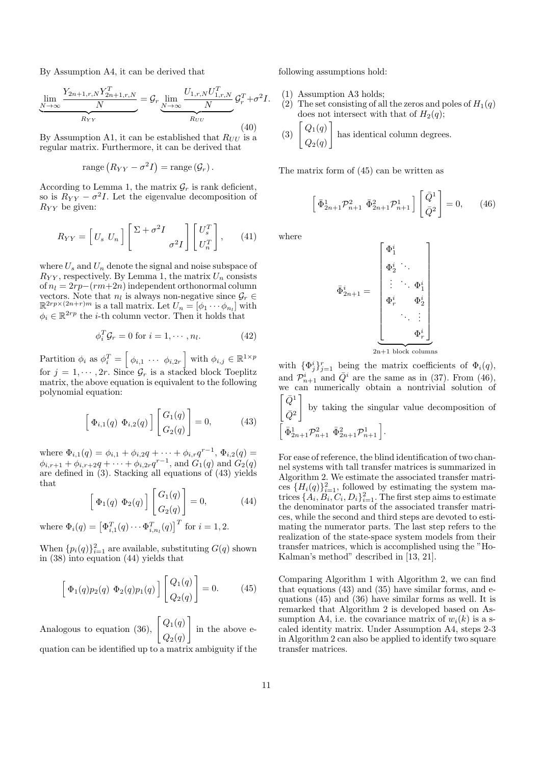By Assumption A4, it can be derived that

$$\underbrace{\lim_{N\to\infty}\frac{Y_{2n+1,r,N}Y_{2n+1,r,N}^T}{N}}_{R_{YY}} = \mathcal{G}_r \underbrace{\lim_{N\to\infty}\frac{U_{1,r,N}U_{1,r,N}^T}{N}}_{R_{UU}} \mathcal{G}_r^T + \sigma^2 I. \tag{40}$$

By Assumption A1, it can be established that $R_{UU}$ is a regular matrix. Furthermore, it can be derived that

$$\text{range}\left(R_{YY} - \sigma^2 I\right) = \text{range}\left(\mathcal{G}_r\right).$$

According to Lemma 1, the matrix $\mathcal{G}_r$ is rank deficient, so is $R_{YY} - \sigma^2 I$. Let the eigenvalue decomposition of $R_{YY}$ be given:

$$R_{YY} = \begin{bmatrix} U_s & U_n \end{bmatrix} \begin{bmatrix} \Sigma + \sigma^2 I & \\ & \sigma^2 I \end{bmatrix} \begin{bmatrix} U_s^T \\ U_n^T \end{bmatrix}, \tag{41}$$

where $U_s$ and $U_n$ denote the signal and noise subspace of $R_{YY}$, respectively. By Lemma 1, the matrix $U_n$ consists of $n_l = 2rp - (rm+2n)$ independent orthonormal column vectors. Note that $n_l$ is always non-negative since $\mathcal{G}_r \in \mathbb{R}^{2rp\times(2n+r)m}$ is a tall matrix. Let $U_n = [\phi_1 \cdots \phi_{n_l}]$ with $\phi_i \in \mathbb{R}^{2rp}$ the $i$-th column vector. Then it holds that

$$\phi_i^T \mathcal{G}_r = 0 \text{ for } i = 1, \cdots, n_l. \tag{42}$$

Partition $\phi_i$ as $\phi_i^T = \begin{bmatrix} \phi_{i,1} & \cdots & \phi_{i,2r} \end{bmatrix}$ with $\phi_{i,j} \in \mathbb{R}^{1\times p}$ for $j = 1, \cdots, 2r$. Since $\mathcal{G}_r$ is a stacked block Toeplitz matrix, the above equation is equivalent to the following polynomial equation:

$$\begin{bmatrix} \Phi_{i,1}(q) & \Phi_{i,2}(q) \end{bmatrix} \begin{bmatrix} G_1(q) \\ G_2(q) \end{bmatrix} = 0, \tag{43}$$

where $\Phi_{i,1}(q) = \phi_{i,1} + \phi_{i,2}q + \cdots + \phi_{i,r}q^{r-1}$, $\Phi_{i,2}(q) = \phi_{i,r+1} + \phi_{i,r+2}q + \cdots + \phi_{i,2r}q^{r-1}$, and $G_1(q)$ and $G_2(q)$ are defined in (3). Stacking all equations of (43) yields that

$$\begin{bmatrix} \Phi_1(q) & \Phi_2(q) \end{bmatrix} \begin{bmatrix} G_1(q) \\ G_2(q) \end{bmatrix} = 0, \tag{44}$$

where $\Phi_i(q) = \left[\Phi_{i,1}^T(q) \cdots \Phi_{i,n_l}^T(q)\right]^T$ for $i = 1, 2$.

When $\{p_i(q)\}_{i=1}^2$ are available, substituting $G(q)$ shown in (38) into equation (44) yields that

$$\begin{bmatrix} \Phi_1(q)p_2(q) & \Phi_2(q)p_1(q) \end{bmatrix} \begin{bmatrix} Q_1(q) \\ Q_2(q) \end{bmatrix} = 0. \tag{45}$$

Analogous to equation (36), $\begin{bmatrix} Q_1(q) \\ Q_2(q) \end{bmatrix}$ in the above equation can be identified up to a matrix ambiguity if the following assumptions hold:

1. Assumption A3 holds;
2. The set consisting of all the zeros and poles of $H_1(q)$ does not intersect with that of $H_2(q)$;
3. $\begin{bmatrix} Q_1(q) \\ Q_2(q) \end{bmatrix}$ has identical column degrees.

The matrix form of (45) can be written as

$$\begin{bmatrix} \bar{\Phi}_{2n+1}^1 \mathcal{P}_{n+1}^2 & \bar{\Phi}_{2n+1}^2 \mathcal{P}_{n+1}^1 \end{bmatrix} \begin{bmatrix} \bar{Q}^1 \\ \bar{Q}^2 \end{bmatrix} = 0, \tag{46}$$

where

$$\bar{\Phi}_{2n+1}^i = \underbrace{\begin{bmatrix} \Phi_1^i & & \\ \Phi_2^i & \ddots & \\ \vdots & \ddots & \Phi_1^i \\ \Phi_r^i & & \Phi_2^i \\ & \ddots & \vdots \\ & & \Phi_r^i \end{bmatrix}}_{\text{2n+1 block columns}}$$

with $\{\Phi_j^i\}_{j=1}^r$ being the matrix coefficients of $\Phi_i(q)$, and $\mathcal{P}_{n+1}^i$ and $\bar{Q}^i$ are the same as in (37). From (46), we can numerically obtain a nontrivial solution of $\begin{bmatrix} \bar{Q}^1 \\ \bar{Q}^2 \end{bmatrix}$ by taking the singular value decomposition of $\begin{bmatrix} \bar{\Phi}_{2n+1}^1 \mathcal{P}_{n+1}^2 & \bar{\Phi}_{2n+1}^2 \mathcal{P}_{n+1}^1 \end{bmatrix}$.

For ease of reference, the blind identification of two channel systems with tall transfer matrices is summarized in Algorithm 2. We estimate the associated transfer matrices $\{H_i(q)\}_{i=1}^2$, followed by estimating the system matrices $\{A_i, B_i, C_i, D_i\}_{i=1}^2$. The first step aims to estimate the denominator parts of the associated transfer matrices, while the second and third steps are devoted to estimating the numerator parts. The last step refers to the realization of the state-space system models from their transfer matrices, which is accomplished using the "Ho-Kalman's method" described in [13, 21].

Comparing Algorithm 1 with Algorithm 2, we can find that equations (43) and (35) have similar forms, and equations (45) and (36) have similar forms as well. It is remarked that Algorithm 2 is developed based on Assumption A4, i.e. the covariance matrix of $w_i(k)$ is a scaled identity matrix. Under Assumption A4, steps 2-3 in Algorithm 2 can also be applied to identify two square transfer matrices.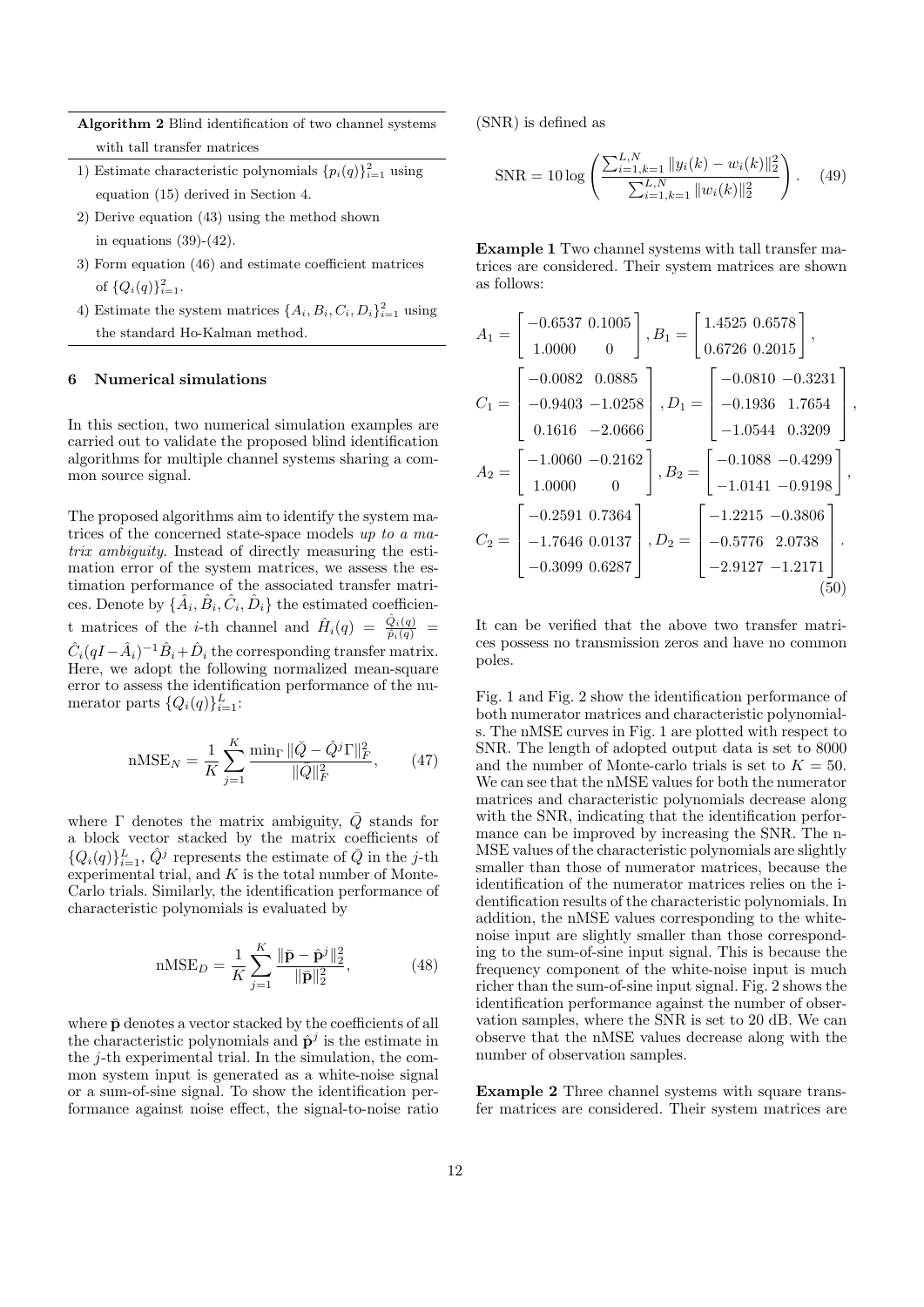**Algorithm 2** Blind identification of two channel systems with tall transfer matrices

1) Estimate characteristic polynomials $\{p_i(q)\}_{i=1}^2$ using equation (15) derived in Section 4.
2) Derive equation (43) using the method shown in equations (39)-(42).
3) Form equation (46) and estimate coefficient matrices of $\{Q_i(q)\}_{i=1}^2$.
4) Estimate the system matrices $\{A_i, B_i, C_i, D_i\}_{i=1}^2$ using the standard Ho-Kalman method.

## 6 Numerical simulations

In this section, two numerical simulation examples are carried out to validate the proposed blind identification algorithms for multiple channel systems sharing a common source signal.

The proposed algorithms aim to identify the system matrices of the concerned state-space models *up to a matrix ambiguity*. Instead of directly measuring the estimation error of the system matrices, we assess the estimation performance of the associated transfer matrices. Denote by $\{\hat{A}_i, \hat{B}_i, \hat{C}_i, \hat{D}_i\}$ the estimated coefficient matrices of the $i$-th channel and $\hat{H}_i(q) = \frac{\hat{Q}_i(q)}{\hat{p}_i(q)} = \hat{C}_i(qI - \hat{A}_i)^{-1}\hat{B}_i + \hat{D}_i$ the corresponding transfer matrix. Here, we adopt the following normalized mean-square error to assess the identification performance of the numerator parts $\{Q_i(q)\}_{i=1}^L$:

$$\text{nMSE}_N = \frac{1}{K}\sum_{j=1}^{K} \frac{\min_\Gamma \|\bar{Q} - \hat{Q}^j\Gamma\|_F^2}{\|\bar{Q}\|_F^2}, \tag{47}$$

where $\Gamma$ denotes the matrix ambiguity, $\bar{Q}$ stands for a block vector stacked by the matrix coefficients of $\{Q_i(q)\}_{i=1}^L$, $\hat{Q}^j$ represents the estimate of $\bar{Q}$ in the $j$-th experimental trial, and $K$ is the total number of Monte-Carlo trials. Similarly, the identification performance of characteristic polynomials is evaluated by

$$\text{nMSE}_D = \frac{1}{K}\sum_{j=1}^{K} \frac{\|\bar{\mathbf{p}} - \hat{\mathbf{p}}^j\|_2^2}{\|\bar{\mathbf{p}}\|_2^2}, \tag{48}$$

where $\bar{\mathbf{p}}$ denotes a vector stacked by the coefficients of all the characteristic polynomials and $\hat{\mathbf{p}}^j$ is the estimate in the $j$-th experimental trial. In the simulation, the common system input is generated as a white-noise signal or a sum-of-sine signal. To show the identification performance against noise effect, the signal-to-noise ratio (SNR) is defined as

$$\text{SNR} = 10\log\left(\frac{\sum_{i=1,k=1}^{L,N} \|y_i(k) - w_i(k)\|_2^2}{\sum_{i=1,k=1}^{L,N} \|w_i(k)\|_2^2}\right). \tag{49}$$

**Example 1** Two channel systems with tall transfer matrices are considered. Their system matrices are shown as follows:

$$\begin{aligned}
A_1 &= \begin{bmatrix} -0.6537 & 0.1005 \\ 1.0000 & 0 \end{bmatrix}, B_1 = \begin{bmatrix} 1.4525 & 0.6578 \\ 0.6726 & 0.2015 \end{bmatrix}, \\
C_1 &= \begin{bmatrix} -0.0082 & 0.0885 \\ -0.9403 & -1.0258 \\ 0.1616 & -2.0666 \end{bmatrix}, D_1 = \begin{bmatrix} -0.0810 & -0.3231 \\ -0.1936 & 1.7654 \\ -1.0544 & 0.3209 \end{bmatrix}, \\
A_2 &= \begin{bmatrix} -1.0060 & -0.2162 \\ 1.0000 & 0 \end{bmatrix}, B_2 = \begin{bmatrix} -0.1088 & -0.4299 \\ -1.0141 & -0.9198 \end{bmatrix}, \\
C_2 &= \begin{bmatrix} -0.2591 & 0.7364 \\ -1.7646 & 0.0137 \\ -0.3099 & 0.6287 \end{bmatrix}, D_2 = \begin{bmatrix} -1.2215 & -0.3806 \\ -0.5776 & 2.0738 \\ -2.9127 & -1.2171 \end{bmatrix}.
\end{aligned} \tag{50}$$

It can be verified that the above two transfer matrices possess no transmission zeros and have no common poles.

Fig. 1 and Fig. 2 show the identification performance of both numerator matrices and characteristic polynomials. The nMSE curves in Fig. 1 are plotted with respect to SNR. The length of adopted output data is set to 8000 and the number of Monte-carlo trials is set to $K = 50$. We can see that the nMSE values for both the numerator matrices and characteristic polynomials decrease along with the SNR, indicating that the identification performance can be improved by increasing the SNR. The nMSE values of the characteristic polynomials are slightly smaller than those of numerator matrices, because the identification of the numerator matrices relies on the identification results of the characteristic polynomials. In addition, the nMSE values corresponding to the white-noise input are slightly smaller than those corresponding to the sum-of-sine input signal. This is because the frequency component of the white-noise input is much richer than the sum-of-sine input signal. Fig. 2 shows the identification performance against the number of observation samples, where the SNR is set to 20 dB. We can observe that the nMSE values decrease along with the number of observation samples.

**Example 2** Three channel systems with square transfer matrices are considered. Their system matrices are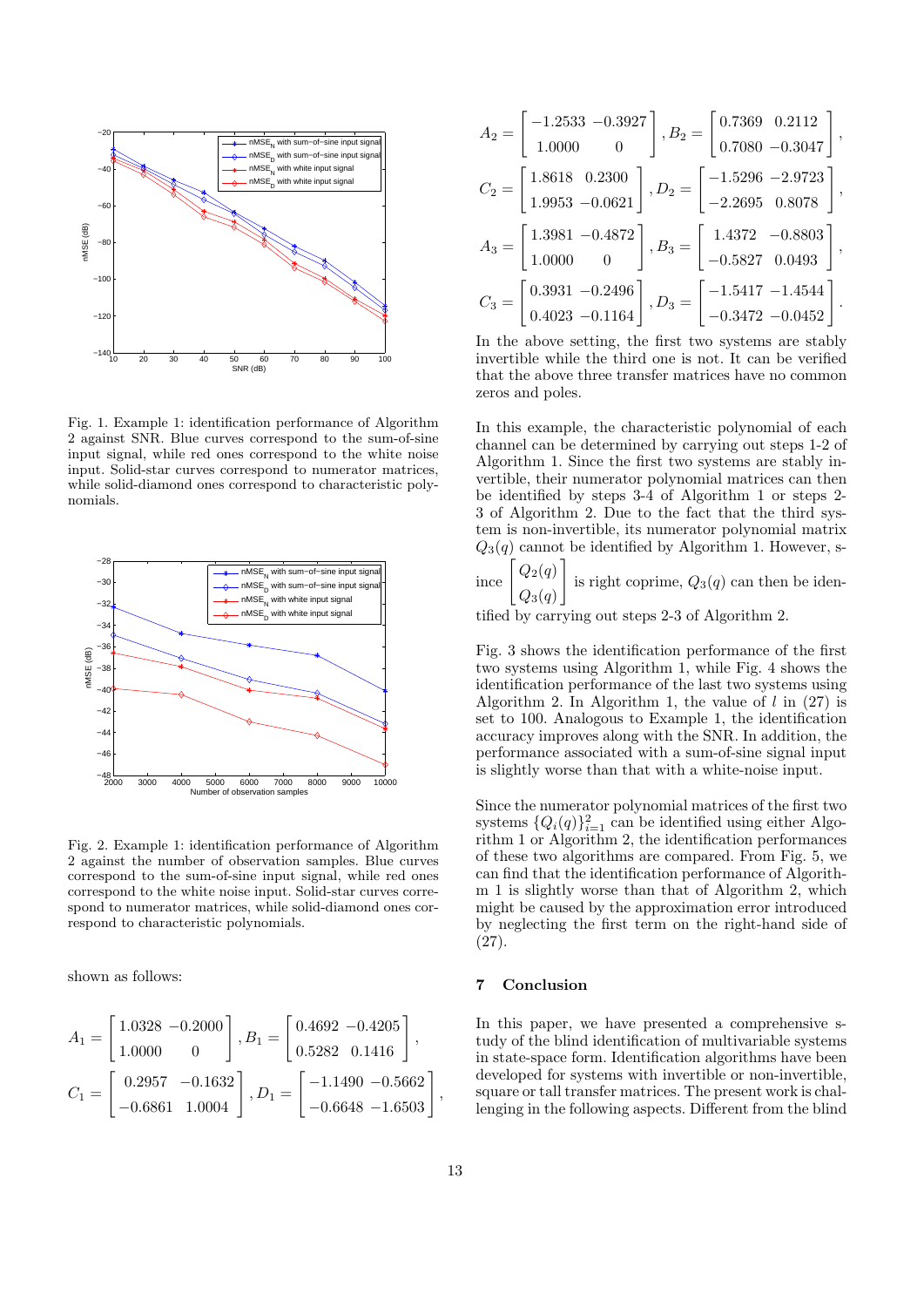Fig. 1. Example 1: identification performance of Algorithm 2 against SNR. Blue curves correspond to the sum-of-sine input signal, while red ones correspond to the white noise input. Solid-star curves correspond to numerator matrices, while solid-diamond ones correspond to characteristic polynomials.

Fig. 2. Example 1: identification performance of Algorithm 2 against the number of observation samples. Blue curves correspond to the sum-of-sine input signal, while red ones correspond to the white noise input. Solid-star curves correspond to numerator matrices, while solid-diamond ones correspond to characteristic polynomials.

shown as follows:

$$A_1 = \begin{bmatrix} 1.0328 & -0.2000 \\ 1.0000 & 0 \end{bmatrix}, B_1 = \begin{bmatrix} 0.4692 & -0.4205 \\ 0.5282 & 0.1416 \end{bmatrix},$$

$$C_1 = \begin{bmatrix} 0.2957 & -0.1632 \\ -0.6861 & 1.0004 \end{bmatrix}, D_1 = \begin{bmatrix} -1.1490 & -0.5662 \\ -0.6648 & -1.6503 \end{bmatrix},$$

$$A_2 = \begin{bmatrix} -1.2533 & -0.3927 \\ 1.0000 & 0 \end{bmatrix}, B_2 = \begin{bmatrix} 0.7369 & 0.2112 \\ 0.7080 & -0.3047 \end{bmatrix},$$

$$C_2 = \begin{bmatrix} 1.8618 & 0.2300 \\ 1.9953 & -0.0621 \end{bmatrix}, D_2 = \begin{bmatrix} -1.5296 & -2.9723 \\ -2.2695 & 0.8078 \end{bmatrix},$$

$$A_3 = \begin{bmatrix} 1.3981 & -0.4872 \\ 1.0000 & 0 \end{bmatrix}, B_3 = \begin{bmatrix} 1.4372 & -0.8803 \\ -0.5827 & 0.0493 \end{bmatrix},$$

$$C_3 = \begin{bmatrix} 0.3931 & -0.2496 \\ 0.4023 & -0.1164 \end{bmatrix}, D_3 = \begin{bmatrix} -1.5417 & -1.4544 \\ -0.3472 & -0.0452 \end{bmatrix}.$$

In the above setting, the first two systems are stably invertible while the third one is not. It can be verified that the above three transfer matrices have no common zeros and poles.

In this example, the characteristic polynomial of each channel can be determined by carrying out steps 1-2 of Algorithm 1. Since the first two systems are stably invertible, their numerator polynomial matrices can then be identified by steps 3-4 of Algorithm 1 or steps 2-3 of Algorithm 2. Due to the fact that the third system is non-invertible, its numerator polynomial matrix $Q_3(q)$ cannot be identified by Algorithm 1. However, since $\begin{bmatrix} Q_2(q) \\ Q_3(q) \end{bmatrix}$ is right coprime, $Q_3(q)$ can then be identified by carrying out steps 2-3 of Algorithm 2.

Fig. 3 shows the identification performance of the first two systems using Algorithm 1, while Fig. 4 shows the identification performance of the last two systems using Algorithm 2. In Algorithm 1, the value of $l$ in (27) is set to 100. Analogous to Example 1, the identification accuracy improves along with the SNR. In addition, the performance associated with a sum-of-sine signal input is slightly worse than that with a white-noise input.

Since the numerator polynomial matrices of the first two systems $\{Q_i(q)\}_{i=1}^{2}$ can be identified using either Algorithm 1 or Algorithm 2, the identification performances of these two algorithms are compared. From Fig. 5, we can find that the identification performance of Algorithm 1 is slightly worse than that of Algorithm 2, which might be caused by the approximation error introduced by neglecting the first term on the right-hand side of (27).

## 7 Conclusion

In this paper, we have presented a comprehensive study of the blind identification of multivariable systems in state-space form. Identification algorithms have been developed for systems with invertible or non-invertible, square or tall transfer matrices. The present work is challenging in the following aspects. Different from the blind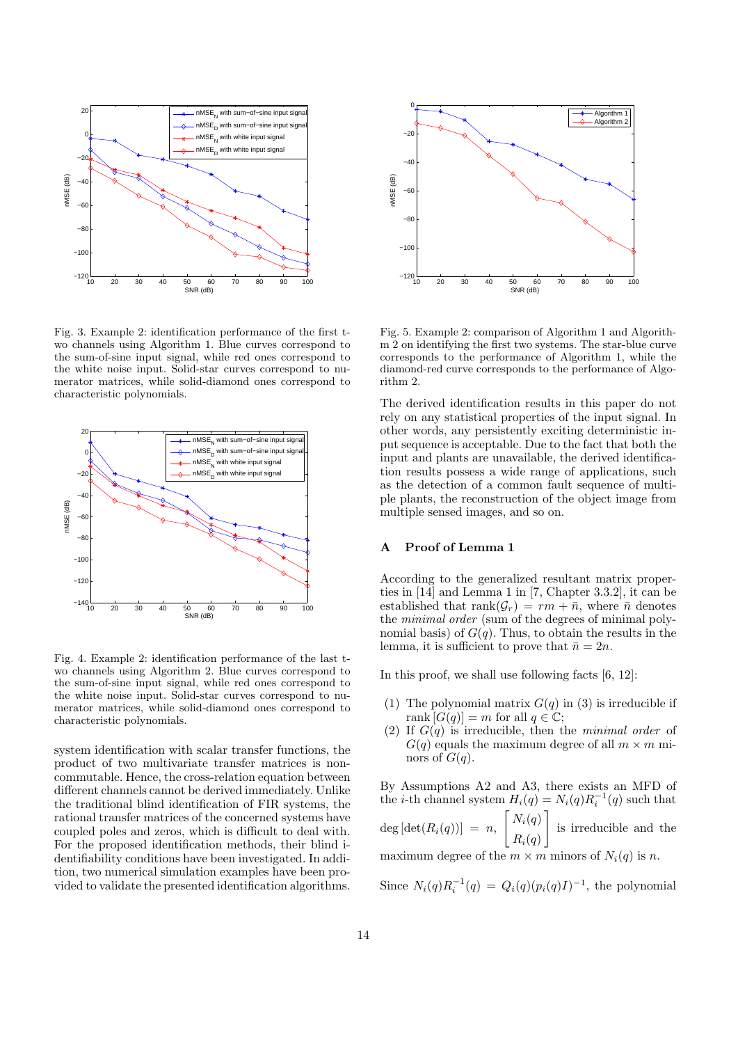Fig. 3. Example 2: identification performance of the first two channels using Algorithm 1. Blue curves correspond to the sum-of-sine input signal, while red ones correspond to the white noise input. Solid-star curves correspond to numerator matrices, while solid-diamond ones correspond to characteristic polynomials.

Fig. 4. Example 2: identification performance of the last two channels using Algorithm 2. Blue curves correspond to the sum-of-sine input signal, while red ones correspond to the white noise input. Solid-star curves correspond to numerator matrices, while solid-diamond ones correspond to characteristic polynomials.

system identification with scalar transfer functions, the product of two multivariate transfer matrices is noncommutable. Hence, the cross-relation equation between different channels cannot be derived immediately. Unlike the traditional blind identification of FIR systems, the rational transfer matrices of the concerned systems have coupled poles and zeros, which is difficult to deal with. For the proposed identification methods, their blind identifiability conditions have been investigated. In addition, two numerical simulation examples have been provided to validate the presented identification algorithms.

Fig. 5. Example 2: comparison of Algorithm 1 and Algorithm 2 on identifying the first two systems. The star-blue curve corresponds to the performance of Algorithm 1, while the diamond-red curve corresponds to the performance of Algorithm 2.

The derived identification results in this paper do not rely on any statistical properties of the input signal. In other words, any persistently exciting deterministic input sequence is acceptable. Due to the fact that both the input and plants are unavailable, the derived identification results possess a wide range of applications, such as the detection of a common fault sequence of multiple plants, the reconstruction of the object image from multiple sensed images, and so on.

## A Proof of Lemma 1

According to the generalized resultant matrix properties in [14] and Lemma 1 in [7, Chapter 3.3.2], it can be established that $\mathrm{rank}(\mathcal{G}_r) = rm + \bar{n}$, where $\bar{n}$ denotes the *minimal order* (sum of the degrees of minimal polynomial basis) of $G(q)$. Thus, to obtain the results in the lemma, it is sufficient to prove that $\bar{n} = 2n$.

In this proof, we shall use following facts [6, 12]:

(1) The polynomial matrix $G(q)$ in (3) is irreducible if $\mathrm{rank}\,[G(q)] = m$ for all $q \in \mathbb{C}$;
(2) If $G(q)$ is irreducible, then the *minimal order* of $G(q)$ equals the maximum degree of all $m \times m$ minors of $G(q)$.

By Assumptions A2 and A3, there exists an MFD of the $i$-th channel system $H_i(q) = N_i(q)R_i^{-1}(q)$ such that $\deg\left[\det(R_i(q))\right] = n$, $\begin{bmatrix} N_i(q) \\ R_i(q) \end{bmatrix}$ is irreducible and the maximum degree of the $m \times m$ minors of $N_i(q)$ is $n$.

Since $N_i(q)R_i^{-1}(q) = Q_i(q)(p_i(q)I)^{-1}$, the polynomial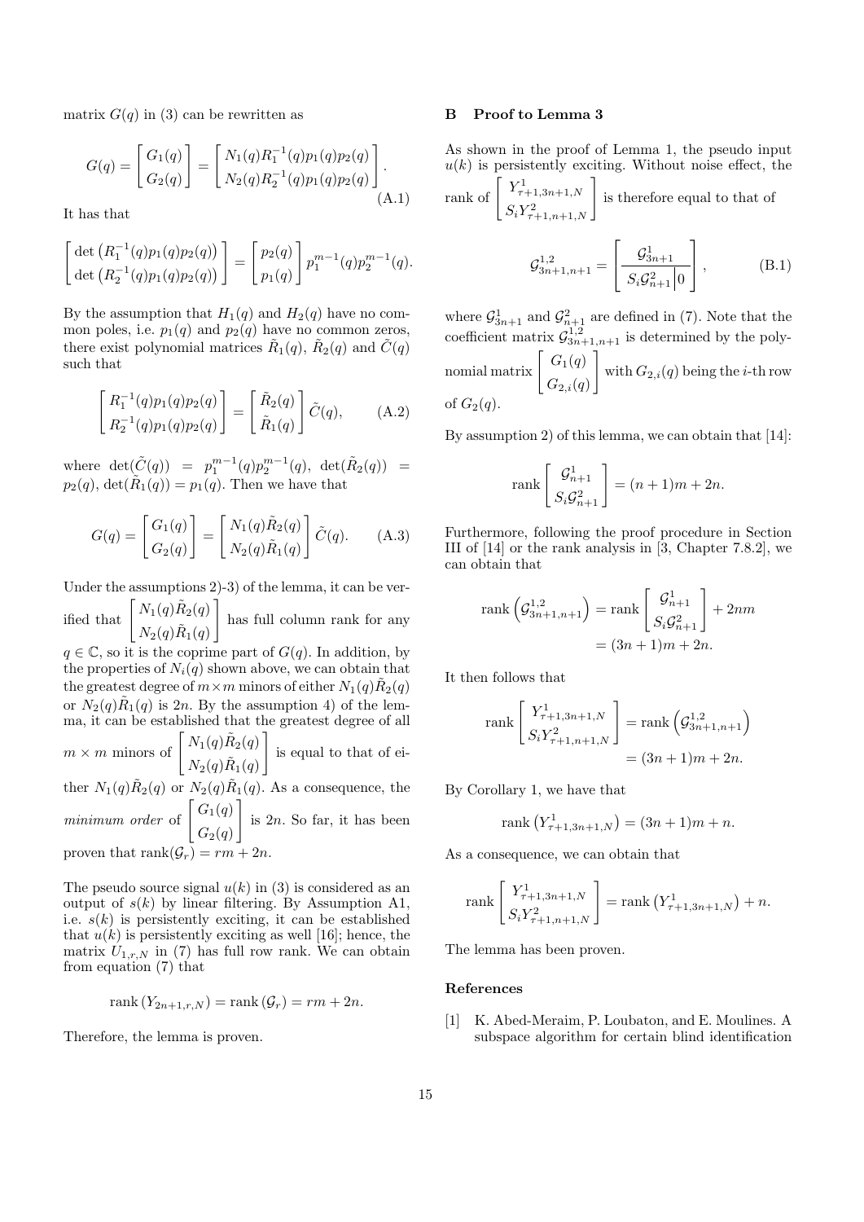matrix $G(q)$ in (3) can be rewritten as

$$G(q) = \begin{bmatrix} G_1(q) \\ G_2(q) \end{bmatrix} = \begin{bmatrix} N_1(q)R_1^{-1}(q)p_1(q)p_2(q) \\ N_2(q)R_2^{-1}(q)p_1(q)p_2(q) \end{bmatrix}. \tag{A.1}$$

It has that

$$\begin{bmatrix} \det\left(R_1^{-1}(q)p_1(q)p_2(q)\right) \\ \det\left(R_2^{-1}(q)p_1(q)p_2(q)\right) \end{bmatrix} = \begin{bmatrix} p_2(q) \\ p_1(q) \end{bmatrix} p_1^{m-1}(q)p_2^{m-1}(q).$$

By the assumption that $H_1(q)$ and $H_2(q)$ have no common poles, i.e. $p_1(q)$ and $p_2(q)$ have no common zeros, there exist polynomial matrices $\tilde{R}_1(q)$, $\tilde{R}_2(q)$ and $\tilde{C}(q)$ such that

$$\begin{bmatrix} R_1^{-1}(q)p_1(q)p_2(q) \\ R_2^{-1}(q)p_1(q)p_2(q) \end{bmatrix} = \begin{bmatrix} \tilde{R}_2(q) \\ \tilde{R}_1(q) \end{bmatrix} \tilde{C}(q), \tag{A.2}$$

where $\det(\tilde{C}(q)) = p_1^{m-1}(q)p_2^{m-1}(q)$, $\det(\tilde{R}_2(q)) = p_2(q)$, $\det(\tilde{R}_1(q)) = p_1(q)$. Then we have that

$$G(q) = \begin{bmatrix} G_1(q) \\ G_2(q) \end{bmatrix} = \begin{bmatrix} N_1(q)\tilde{R}_2(q) \\ N_2(q)\tilde{R}_1(q) \end{bmatrix} \tilde{C}(q). \tag{A.3}$$

Under the assumptions 2)-3) of the lemma, it can be verified that $\begin{bmatrix} N_1(q)\tilde{R}_2(q) \\ N_2(q)\tilde{R}_1(q) \end{bmatrix}$ has full column rank for any $q \in \mathbb{C}$, so it is the coprime part of $G(q)$. In addition, by the properties of $N_i(q)$ shown above, we can obtain that the greatest degree of $m \times m$ minors of either $N_1(q)\tilde{R}_2(q)$ or $N_2(q)\tilde{R}_1(q)$ is $2n$. By the assumption 4) of the lemma, it can be established that the greatest degree of all $m \times m$ minors of $\begin{bmatrix} N_1(q)\tilde{R}_2(q) \\ N_2(q)\tilde{R}_1(q) \end{bmatrix}$ is equal to that of either $N_1(q)\tilde{R}_2(q)$ or $N_2(q)\tilde{R}_1(q)$. As a consequence, the *minimum order* of $\begin{bmatrix} G_1(q) \\ G_2(q) \end{bmatrix}$ is $2n$. So far, it has been proven that $\text{rank}(\mathcal{G}_r) = rm + 2n$.

The pseudo source signal $u(k)$ in (3) is considered as an output of $s(k)$ by linear filtering. By Assumption A1, i.e. $s(k)$ is persistently exciting, it can be established that $u(k)$ is persistently exciting as well [16]; hence, the matrix $U_{1,r,N}$ in (7) has full row rank. We can obtain from equation (7) that

$$\text{rank}\left(Y_{2n+1,r,N}\right) = \text{rank}\left(\mathcal{G}_r\right) = rm + 2n.$$

Therefore, the lemma is proven.

## B Proof to Lemma 3

As shown in the proof of Lemma 1, the pseudo input $u(k)$ is persistently exciting. Without noise effect, the rank of $\begin{bmatrix} Y^1_{\tau+1,3n+1,N} \\ S_i Y^2_{\tau+1,n+1,N} \end{bmatrix}$ is therefore equal to that of

$$\mathcal{G}^{1,2}_{3n+1,n+1} = \left[ \begin{array}{c} \mathcal{G}^1_{3n+1} \\ \hline S_i\mathcal{G}^2_{n+1} \,\big|\, 0 \end{array} \right], \tag{B.1}$$

where $\mathcal{G}^1_{3n+1}$ and $\mathcal{G}^2_{n+1}$ are defined in (7). Note that the coefficient matrix $\mathcal{G}^{1,2}_{3n+1,n+1}$ is determined by the polynomial matrix $\begin{bmatrix} G_1(q) \\ G_{2,i}(q) \end{bmatrix}$ with $G_{2,i}(q)$ being the $i$-th row of $G_2(q)$.

By assumption 2) of this lemma, we can obtain that [14]:

$$\text{rank} \begin{bmatrix} \mathcal{G}^1_{n+1} \\ S_i\mathcal{G}^2_{n+1} \end{bmatrix} = (n+1)m + 2n.$$

Furthermore, following the proof procedure in Section III of [14] or the rank analysis in [3, Chapter 7.8.2], we can obtain that

$$\begin{aligned} \text{rank}\left(\mathcal{G}^{1,2}_{3n+1,n+1}\right) &= \text{rank} \begin{bmatrix} \mathcal{G}^1_{n+1} \\ S_i\mathcal{G}^2_{n+1} \end{bmatrix} + 2nm \\ &= (3n+1)m + 2n. \end{aligned}$$

It then follows that

$$\begin{aligned} \text{rank} \begin{bmatrix} Y^1_{\tau+1,3n+1,N} \\ S_i Y^2_{\tau+1,n+1,N} \end{bmatrix} &= \text{rank}\left(\mathcal{G}^{1,2}_{3n+1,n+1}\right) \\ &= (3n+1)m + 2n. \end{aligned}$$

By Corollary 1, we have that

$$\text{rank}\left(Y^1_{\tau+1,3n+1,N}\right) = (3n+1)m + n.$$

As a consequence, we can obtain that

$$\text{rank} \begin{bmatrix} Y^1_{\tau+1,3n+1,N} \\ S_i Y^2_{\tau+1,n+1,N} \end{bmatrix} = \text{rank}\left(Y^1_{\tau+1,3n+1,N}\right) + n.$$

The lemma has been proven.

## References

[1] K. Abed-Meraim, P. Loubaton, and E. Moulines. A subspace algorithm for certain blind identification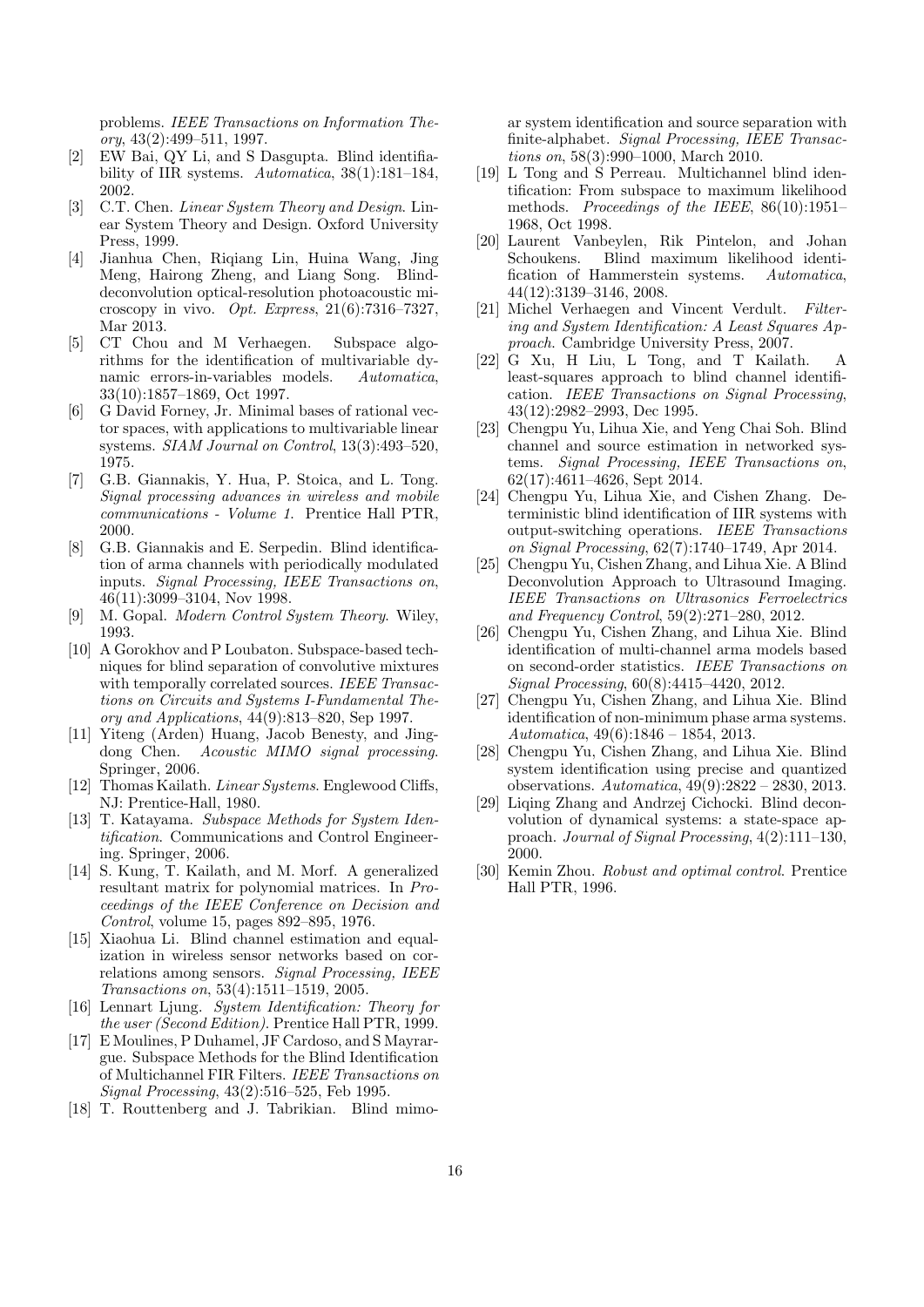problems. *IEEE Transactions on Information Theory*, 43(2):499–511, 1997.

[2] EW Bai, QY Li, and S Dasgupta. Blind identifiability of IIR systems. *Automatica*, 38(1):181–184, 2002.

[3] C.T. Chen. *Linear System Theory and Design*. Linear System Theory and Design. Oxford University Press, 1999.

[4] Jianhua Chen, Riqiang Lin, Huina Wang, Jing Meng, Hairong Zheng, and Liang Song. Blind-deconvolution optical-resolution photoacoustic microscopy in vivo. *Opt. Express*, 21(6):7316–7327, Mar 2013.

[5] CT Chou and M Verhaegen. Subspace algorithms for the identification of multivariable dynamic errors-in-variables models. *Automatica*, 33(10):1857–1869, Oct 1997.

[6] G David Forney, Jr. Minimal bases of rational vector spaces, with applications to multivariable linear systems. *SIAM Journal on Control*, 13(3):493–520, 1975.

[7] G.B. Giannakis, Y. Hua, P. Stoica, and L. Tong. *Signal processing advances in wireless and mobile communications - Volume 1*. Prentice Hall PTR, 2000.

[8] G.B. Giannakis and E. Serpedin. Blind identification of arma channels with periodically modulated inputs. *Signal Processing, IEEE Transactions on*, 46(11):3099–3104, Nov 1998.

[9] M. Gopal. *Modern Control System Theory*. Wiley, 1993.

[10] A Gorokhov and P Loubaton. Subspace-based techniques for blind separation of convolutive mixtures with temporally correlated sources. *IEEE Transactions on Circuits and Systems I-Fundamental Theory and Applications*, 44(9):813–820, Sep 1997.

[11] Yiteng (Arden) Huang, Jacob Benesty, and Jingdong Chen. *Acoustic MIMO signal processing*. Springer, 2006.

[12] Thomas Kailath. *Linear Systems*. Englewood Cliffs, NJ: Prentice-Hall, 1980.

[13] T. Katayama. *Subspace Methods for System Identification*. Communications and Control Engineering. Springer, 2006.

[14] S. Kung, T. Kailath, and M. Morf. A generalized resultant matrix for polynomial matrices. In *Proceedings of the IEEE Conference on Decision and Control*, volume 15, pages 892–895, 1976.

[15] Xiaohua Li. Blind channel estimation and equalization in wireless sensor networks based on correlations among sensors. *Signal Processing, IEEE Transactions on*, 53(4):1511–1519, 2005.

[16] Lennart Ljung. *System Identification: Theory for the user (Second Edition)*. Prentice Hall PTR, 1999.

[17] E Moulines, P Duhamel, JF Cardoso, and S Mayrargue. Subspace Methods for the Blind Identification of Multichannel FIR Filters. *IEEE Transactions on Signal Processing*, 43(2):516–525, Feb 1995.

[18] T. Routtenberg and J. Tabrikian. Blind mimo-ar system identification and source separation with finite-alphabet. *Signal Processing, IEEE Transactions on*, 58(3):990–1000, March 2010.

[19] L Tong and S Perreau. Multichannel blind identification: From subspace to maximum likelihood methods. *Proceedings of the IEEE*, 86(10):1951–1968, Oct 1998.

[20] Laurent Vanbeylen, Rik Pintelon, and Johan Schoukens. Blind maximum likelihood identification of Hammerstein systems. *Automatica*, 44(12):3139–3146, 2008.

[21] Michel Verhaegen and Vincent Verdult. *Filtering and System Identification: A Least Squares Approach*. Cambridge University Press, 2007.

[22] G Xu, H Liu, L Tong, and T Kailath. A least-squares approach to blind channel identification. *IEEE Transactions on Signal Processing*, 43(12):2982–2993, Dec 1995.

[23] Chengpu Yu, Lihua Xie, and Yeng Chai Soh. Blind channel and source estimation in networked systems. *Signal Processing, IEEE Transactions on*, 62(17):4611–4626, Sept 2014.

[24] Chengpu Yu, Lihua Xie, and Cishen Zhang. Deterministic blind identification of IIR systems with output-switching operations. *IEEE Transactions on Signal Processing*, 62(7):1740–1749, Apr 2014.

[25] Chengpu Yu, Cishen Zhang, and Lihua Xie. A Blind Deconvolution Approach to Ultrasound Imaging. *IEEE Transactions on Ultrasonics Ferroelectrics and Frequency Control*, 59(2):271–280, 2012.

[26] Chengpu Yu, Cishen Zhang, and Lihua Xie. Blind identification of multi-channel arma models based on second-order statistics. *IEEE Transactions on Signal Processing*, 60(8):4415–4420, 2012.

[27] Chengpu Yu, Cishen Zhang, and Lihua Xie. Blind identification of non-minimum phase arma systems. *Automatica*, 49(6):1846 – 1854, 2013.

[28] Chengpu Yu, Cishen Zhang, and Lihua Xie. Blind system identification using precise and quantized observations. *Automatica*, 49(9):2822 – 2830, 2013.

[29] Liqing Zhang and Andrzej Cichocki. Blind deconvolution of dynamical systems: a state-space approach. *Journal of Signal Processing*, 4(2):111–130, 2000.

[30] Kemin Zhou. *Robust and optimal control*. Prentice Hall PTR, 1996.